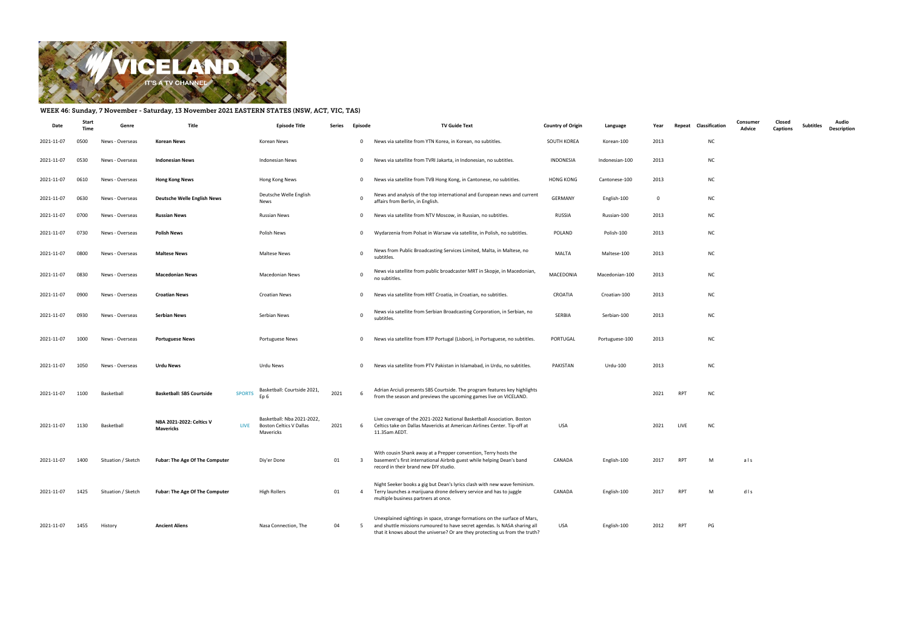## WEEK 46: Sunday, 7 November - Saturday, 13 November 2021 EASTERN STATES (NSW, ACT, VIC, TAS)

| Date | Start Time | Genre | Title | | Episode Title | Series | Episode | TV Guide Text | Country of Origin | Language | Year | Repeat | Classification | Consumer Advice | Closed Captions | Subtitles | Audio Description |
|---|---|---|---|---|---|---|---|---|---|---|---|---|---|---|---|---|---|
| 2021-11-07 | 0500 | News - Overseas | **Korean News** | | Korean News | | 0 | News via satellite from YTN Korea, in Korean, no subtitles. | SOUTH KOREA | Korean-100 | 2013 | | NC | | | | |
| 2021-11-07 | 0530 | News - Overseas | **Indonesian News** | | Indonesian News | | 0 | News via satellite from TVRI Jakarta, in Indonesian, no subtitles. | INDONESIA | Indonesian-100 | 2013 | | NC | | | | |
| 2021-11-07 | 0610 | News - Overseas | **Hong Kong News** | | Hong Kong News | | 0 | News via satellite from TVB Hong Kong, in Cantonese, no subtitles. | HONG KONG | Cantonese-100 | 2013 | | NC | | | | |
| 2021-11-07 | 0630 | News - Overseas | **Deutsche Welle English News** | | Deutsche Welle English News | | 0 | News and analysis of the top international and European news and current affairs from Berlin, in English. | GERMANY | English-100 | 0 | | NC | | | | |
| 2021-11-07 | 0700 | News - Overseas | **Russian News** | | Russian News | | 0 | News via satellite from NTV Moscow, in Russian, no subtitles. | RUSSIA | Russian-100 | 2013 | | NC | | | | |
| 2021-11-07 | 0730 | News - Overseas | **Polish News** | | Polish News | | 0 | Wydarzenia from Polsat in Warsaw via satellite, in Polish, no subtitles. | POLAND | Polish-100 | 2013 | | NC | | | | |
| 2021-11-07 | 0800 | News - Overseas | **Maltese News** | | Maltese News | | 0 | News from Public Broadcasting Services Limited, Malta, in Maltese, no subtitles. | MALTA | Maltese-100 | 2013 | | NC | | | | |
| 2021-11-07 | 0830 | News - Overseas | **Macedonian News** | | Macedonian News | | 0 | News via satellite from public broadcaster MRT in Skopje, in Macedonian, no subtitles. | MACEDONIA | Macedonian-100 | 2013 | | NC | | | | |
| 2021-11-07 | 0900 | News - Overseas | **Croatian News** | | Croatian News | | 0 | News via satellite from HRT Croatia, in Croatian, no subtitles. | CROATIA | Croatian-100 | 2013 | | NC | | | | |
| 2021-11-07 | 0930 | News - Overseas | **Serbian News** | | Serbian News | | 0 | News via satellite from Serbian Broadcasting Corporation, in Serbian, no subtitles. | SERBIA | Serbian-100 | 2013 | | NC | | | | |
| 2021-11-07 | 1000 | News - Overseas | **Portuguese News** | | Portuguese News | | 0 | News via satellite from RTP Portugal (Lisbon), in Portuguese, no subtitles. | PORTUGAL | Portuguese-100 | 2013 | | NC | | | | |
| 2021-11-07 | 1050 | News - Overseas | **Urdu News** | | Urdu News | | 0 | News via satellite from PTV Pakistan in Islamabad, in Urdu, no subtitles. | PAKISTAN | Urdu-100 | 2013 | | NC | | | | |
| 2021-11-07 | 1100 | Basketball | **Basketball: SBS Courtside** | SPORTS | Basketball: Courtside 2021, Ep 6 | 2021 | 6 | Adrian Arciuli presents SBS Courtside. The program features key highlights from the season and previews the upcoming games live on VICELAND. | | | 2021 | RPT | NC | | | | |
| 2021-11-07 | 1130 | Basketball | **NBA 2021-2022: Celtics V Mavericks** | LIVE | Basketball: Nba 2021-2022, Boston Celtics V Dallas Mavericks | 2021 | 6 | Live coverage of the 2021-2022 National Basketball Association. Boston Celtics take on Dallas Mavericks at American Airlines Center. Tip-off at 11.35am AEDT. | USA | | 2021 | LIVE | NC | | | | |
| 2021-11-07 | 1400 | Situation / Sketch | **Fubar: The Age Of The Computer** | | Diy'er Done | 01 | 3 | With cousin Shank away at a Prepper convention, Terry hosts the basement's first international Airbnb guest while helping Dean's band record in their brand new DIY studio. | CANADA | English-100 | 2017 | RPT | M | a l s | | | |
| 2021-11-07 | 1425 | Situation / Sketch | **Fubar: The Age Of The Computer** | | High Rollers | 01 | 4 | Night Seeker books a gig but Dean's lyrics clash with new wave feminism. Terry launches a marijuana drone delivery service and has to juggle multiple business partners at once. | CANADA | English-100 | 2017 | RPT | M | d l s | | | |
| 2021-11-07 | 1455 | History | **Ancient Aliens** | | Nasa Connection, The | 04 | 5 | Unexplained sightings in space, strange formations on the surface of Mars, and shuttle missions rumoured to have secret agendas. Is NASA sharing all that it knows about the universe? Or are they protecting us from the truth? | USA | English-100 | 2012 | RPT | PG | | | | |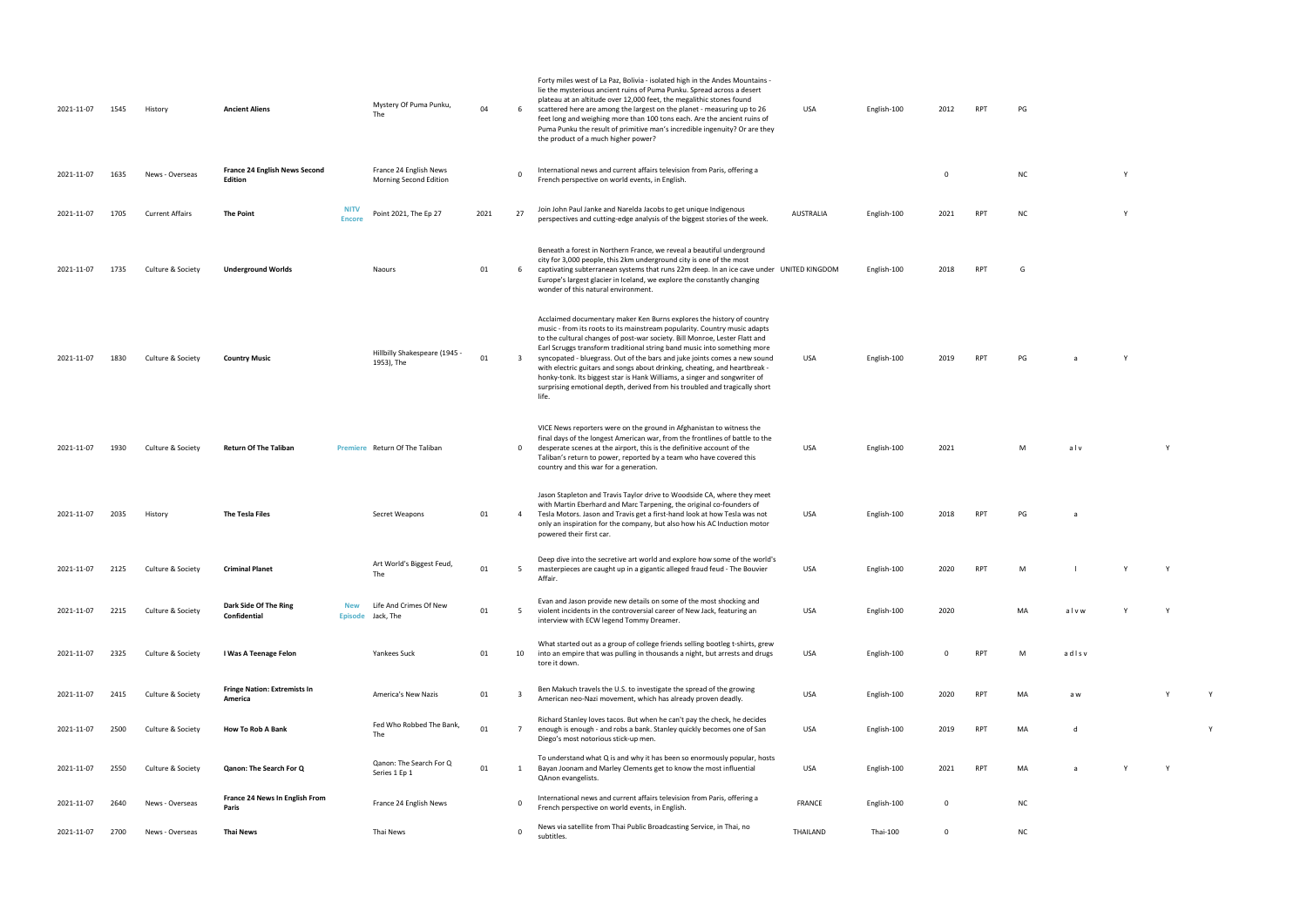| | | | | | | | | | | | | | | | | | |
|---|---|---|---|---|---|---|---|---|---|---|---|---|---|---|---|---|---|
| 2021-11-07 | 1545 | History | **Ancient Aliens** | | Mystery Of Puma Punku, The | 04 | 6 | Forty miles west of La Paz, Bolivia - isolated high in the Andes Mountains - lie the mysterious ancient ruins of Puma Punku. Spread across a desert plateau at an altitude over 12,000 feet, the megalithic stones found scattered here are among the largest on the planet - measuring up to 26 feet long and weighing more than 100 tons each. Are the ancient ruins of Puma Punku the result of primitive man's incredible ingenuity? Or are they the product of a much higher power? | USA | English-100 | 2012 | RPT | PG | | | | |
| 2021-11-07 | 1635 | News - Overseas | **France 24 English News Second Edition** | | France 24 English News Morning Second Edition | | 0 | International news and current affairs television from Paris, offering a French perspective on world events, in English. | | | 0 | | NC | | Y | | |
| 2021-11-07 | 1705 | Current Affairs | **The Point** | **NITV Encore** | Point 2021, The Ep 27 | 2021 | 27 | Join John Paul Janke and Narelda Jacobs to get unique Indigenous perspectives and cutting-edge analysis of the biggest stories of the week. | AUSTRALIA | English-100 | 2021 | RPT | NC | | Y | | |
| 2021-11-07 | 1735 | Culture & Society | **Underground Worlds** | | Naours | 01 | 6 | Beneath a forest in Northern France, we reveal a beautiful underground city for 3,000 people, this 2km underground city is one of the most captivating subterranean systems that runs 22m deep. In an ice cave under Europe's largest glacier in Iceland, we explore the constantly changing wonder of this natural environment. | UNITED KINGDOM | English-100 | 2018 | RPT | G | | | | |
| 2021-11-07 | 1830 | Culture & Society | **Country Music** | | Hillbilly Shakespeare (1945 - 1953), The | 01 | 3 | Acclaimed documentary maker Ken Burns explores the history of country music - from its roots to its mainstream popularity. Country music adapts to the cultural changes of post-war society. Bill Monroe, Lester Flatt and Earl Scruggs transform traditional string band music into something more syncopated - bluegrass. Out of the bars and juke joints comes a new sound with electric guitars and songs about drinking, cheating, and heartbreak - honky-tonk. Its biggest star is Hank Williams, a singer and songwriter of surprising emotional depth, derived from his troubled and tragically short life. | USA | English-100 | 2019 | RPT | PG | a | Y | | |
| 2021-11-07 | 1930 | Culture & Society | **Return Of The Taliban** | **Premiere** | Return Of The Taliban | | 0 | VICE News reporters were on the ground in Afghanistan to witness the final days of the longest American war, from the frontlines of battle to the desperate scenes at the airport, this is the definitive account of the Taliban's return to power, reported by a team who have covered this country and this war for a generation. | USA | English-100 | 2021 | | M | a l v | | Y | |
| 2021-11-07 | 2035 | History | **The Tesla Files** | | Secret Weapons | 01 | 4 | Jason Stapleton and Travis Taylor drive to Woodside CA, where they meet with Martin Eberhard and Marc Tarpening, the original co-founders of Tesla Motors. Jason and Travis get a first-hand look at how Tesla was not only an inspiration for the company, but also how his AC Induction motor powered their first car. | USA | English-100 | 2018 | RPT | PG | a | | | |
| 2021-11-07 | 2125 | Culture & Society | **Criminal Planet** | | Art World's Biggest Feud, The | 01 | 5 | Deep dive into the secretive art world and explore how some of the world's masterpieces are caught up in a gigantic alleged fraud feud - The Bouvier Affair. | USA | English-100 | 2020 | RPT | M | l | Y | Y | |
| 2021-11-07 | 2215 | Culture & Society | **Dark Side Of The Ring Confidential** | **New Episode** | Life And Crimes Of New Jack, The | 01 | 5 | Evan and Jason provide new details on some of the most shocking and violent incidents in the controversial career of New Jack, featuring an interview with ECW legend Tommy Dreamer. | USA | English-100 | 2020 | | MA | a l v w | Y | Y | |
| 2021-11-07 | 2325 | Culture & Society | **I Was A Teenage Felon** | | Yankees Suck | 01 | 10 | What started out as a group of college friends selling bootleg t-shirts, grew into an empire that was pulling in thousands a night, but arrests and drugs tore it down. | USA | English-100 | 0 | RPT | M | a d l s v | | | |
| 2021-11-07 | 2415 | Culture & Society | **Fringe Nation: Extremists In America** | | America's New Nazis | 01 | 3 | Ben Makuch travels the U.S. to investigate the spread of the growing American neo-Nazi movement, which has already proven deadly. | USA | English-100 | 2020 | RPT | MA | a w | | Y | Y |
| 2021-11-07 | 2500 | Culture & Society | **How To Rob A Bank** | | Fed Who Robbed The Bank, The | 01 | 7 | Richard Stanley loves tacos. But when he can't pay the check, he decides enough is enough - and robs a bank. Stanley quickly becomes one of San Diego's most notorious stick-up men. | USA | English-100 | 2019 | RPT | MA | d | | | Y |
| 2021-11-07 | 2550 | Culture & Society | **Qanon: The Search For Q** | | Qanon: The Search For Q Series 1 Ep 1 | 01 | 1 | To understand what Q is and why it has been so enormously popular, hosts Bayan Joonam and Marley Clements get to know the most influential QAnon evangelists. | USA | English-100 | 2021 | RPT | MA | a | Y | Y | |
| 2021-11-07 | 2640 | News - Overseas | **France 24 News In English From Paris** | | France 24 English News | | 0 | International news and current affairs television from Paris, offering a French perspective on world events, in English. | FRANCE | English-100 | 0 | | NC | | | | |
| 2021-11-07 | 2700 | News - Overseas | **Thai News** | | Thai News | | 0 | News via satellite from Thai Public Broadcasting Service, in Thai, no subtitles. | THAILAND | Thai-100 | 0 | | NC | | | | |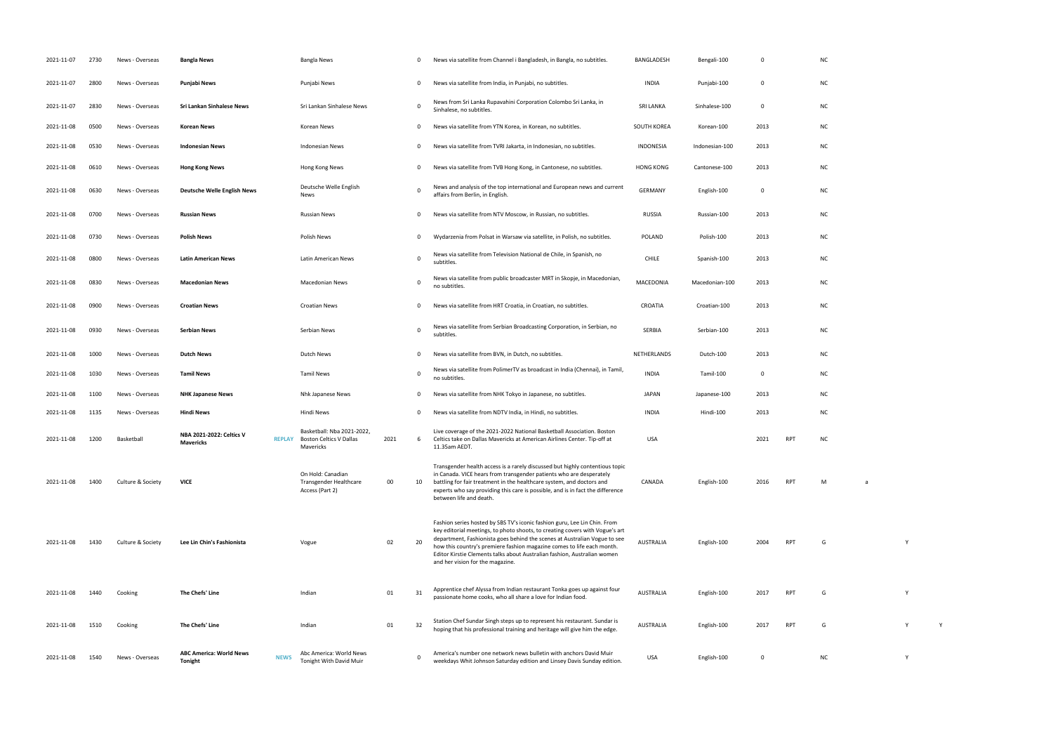| | | | | | | | | | | | | | | | | |
|---|---|---|---|---|---|---|---|---|---|---|---|---|---|---|---|---|
| 2021-11-07 | 2730 | News - Overseas | **Bangla News** | | Bangla News | | 0 | News via satellite from Channel i Bangladesh, in Bangla, no subtitles. | BANGLADESH | Bengali-100 | 0 | | NC | | | |
| 2021-11-07 | 2800 | News - Overseas | **Punjabi News** | | Punjabi News | | 0 | News via satellite from India, in Punjabi, no subtitles. | INDIA | Punjabi-100 | 0 | | NC | | | |
| 2021-11-07 | 2830 | News - Overseas | **Sri Lankan Sinhalese News** | | Sri Lankan Sinhalese News | | 0 | News from Sri Lanka Rupavahini Corporation Colombo Sri Lanka, in Sinhalese, no subtitles. | SRI LANKA | Sinhalese-100 | 0 | | NC | | | |
| 2021-11-08 | 0500 | News - Overseas | **Korean News** | | Korean News | | 0 | News via satellite from YTN Korea, in Korean, no subtitles. | SOUTH KOREA | Korean-100 | 2013 | | NC | | | |
| 2021-11-08 | 0530 | News - Overseas | **Indonesian News** | | Indonesian News | | 0 | News via satellite from TVRI Jakarta, in Indonesian, no subtitles. | INDONESIA | Indonesian-100 | 2013 | | NC | | | |
| 2021-11-08 | 0610 | News - Overseas | **Hong Kong News** | | Hong Kong News | | 0 | News via satellite from TVB Hong Kong, in Cantonese, no subtitles. | HONG KONG | Cantonese-100 | 2013 | | NC | | | |
| 2021-11-08 | 0630 | News - Overseas | **Deutsche Welle English News** | | Deutsche Welle English News | | 0 | News and analysis of the top international and European news and current affairs from Berlin, in English. | GERMANY | English-100 | 0 | | NC | | | |
| 2021-11-08 | 0700 | News - Overseas | **Russian News** | | Russian News | | 0 | News via satellite from NTV Moscow, in Russian, no subtitles. | RUSSIA | Russian-100 | 2013 | | NC | | | |
| 2021-11-08 | 0730 | News - Overseas | **Polish News** | | Polish News | | 0 | Wydarzenia from Polsat in Warsaw via satellite, in Polish, no subtitles. | POLAND | Polish-100 | 2013 | | NC | | | |
| 2021-11-08 | 0800 | News - Overseas | **Latin American News** | | Latin American News | | 0 | News via satellite from Television National de Chile, in Spanish, no subtitles. | CHILE | Spanish-100 | 2013 | | NC | | | |
| 2021-11-08 | 0830 | News - Overseas | **Macedonian News** | | Macedonian News | | 0 | News via satellite from public broadcaster MRT in Skopje, in Macedonian, no subtitles. | MACEDONIA | Macedonian-100 | 2013 | | NC | | | |
| 2021-11-08 | 0900 | News - Overseas | **Croatian News** | | Croatian News | | 0 | News via satellite from HRT Croatia, in Croatian, no subtitles. | CROATIA | Croatian-100 | 2013 | | NC | | | |
| 2021-11-08 | 0930 | News - Overseas | **Serbian News** | | Serbian News | | 0 | News via satellite from Serbian Broadcasting Corporation, in Serbian, no subtitles. | SERBIA | Serbian-100 | 2013 | | NC | | | |
| 2021-11-08 | 1000 | News - Overseas | **Dutch News** | | Dutch News | | 0 | News via satellite from BVN, in Dutch, no subtitles. | NETHERLANDS | Dutch-100 | 2013 | | NC | | | |
| 2021-11-08 | 1030 | News - Overseas | **Tamil News** | | Tamil News | | 0 | News via satellite from PolimerTV as broadcast in India (Chennai), in Tamil, no subtitles. | INDIA | Tamil-100 | 0 | | NC | | | |
| 2021-11-08 | 1100 | News - Overseas | **NHK Japanese News** | | Nhk Japanese News | | 0 | News via satellite from NHK Tokyo in Japanese, no subtitles. | JAPAN | Japanese-100 | 2013 | | NC | | | |
| 2021-11-08 | 1135 | News - Overseas | **Hindi News** | | Hindi News | | 0 | News via satellite from NDTV India, in Hindi, no subtitles. | INDIA | Hindi-100 | 2013 | | NC | | | |
| 2021-11-08 | 1200 | Basketball | **NBA 2021-2022: Celtics V Mavericks** | **REPLAY** | Basketball: Nba 2021-2022, Boston Celtics V Dallas Mavericks | 2021 | 6 | Live coverage of the 2021-2022 National Basketball Association. Boston Celtics take on Dallas Mavericks at American Airlines Center. Tip-off at 11.35am AEDT. | USA | | 2021 | RPT | NC | | | |
| 2021-11-08 | 1400 | Culture & Society | **VICE** | | On Hold: Canadian Transgender Healthcare Access (Part 2) | 00 | 10 | Transgender health access is a rarely discussed but highly contentious topic in Canada. VICE hears from transgender patients who are desperately battling for fair treatment in the healthcare system, and doctors and experts who say providing this care is possible, and is in fact the difference between life and death. | CANADA | English-100 | 2016 | RPT | M | a | | |
| 2021-11-08 | 1430 | Culture & Society | **Lee Lin Chin's Fashionista** | | Vogue | 02 | 20 | Fashion series hosted by SBS TV's iconic fashion guru, Lee Lin Chin. From key editorial meetings, to photo shoots, to creating covers with Vogue's art department, Fashionista goes behind the scenes at Australian Vogue to see how this country's premiere fashion magazine comes to life each month. Editor Kirstie Clements talks about Australian fashion, Australian women and her vision for the magazine. | AUSTRALIA | English-100 | 2004 | RPT | G | | Y | |
| 2021-11-08 | 1440 | Cooking | **The Chefs' Line** | | Indian | 01 | 31 | Apprentice chef Alyssa from Indian restaurant Tonka goes up against four passionate home cooks, who all share a love for Indian food. | AUSTRALIA | English-100 | 2017 | RPT | G | | Y | |
| 2021-11-08 | 1510 | Cooking | **The Chefs' Line** | | Indian | 01 | 32 | Station Chef Sundar Singh steps up to represent his restaurant. Sundar is hoping that his professional training and heritage will give him the edge. | AUSTRALIA | English-100 | 2017 | RPT | G | | Y | Y |
| 2021-11-08 | 1540 | News - Overseas | **ABC America: World News Tonight** | **NEWS** | Abc America: World News Tonight With David Muir | | 0 | America's number one network news bulletin with anchors David Muir weekdays Whit Johnson Saturday edition and Linsey Davis Sunday edition. | USA | English-100 | 0 | | NC | | Y | |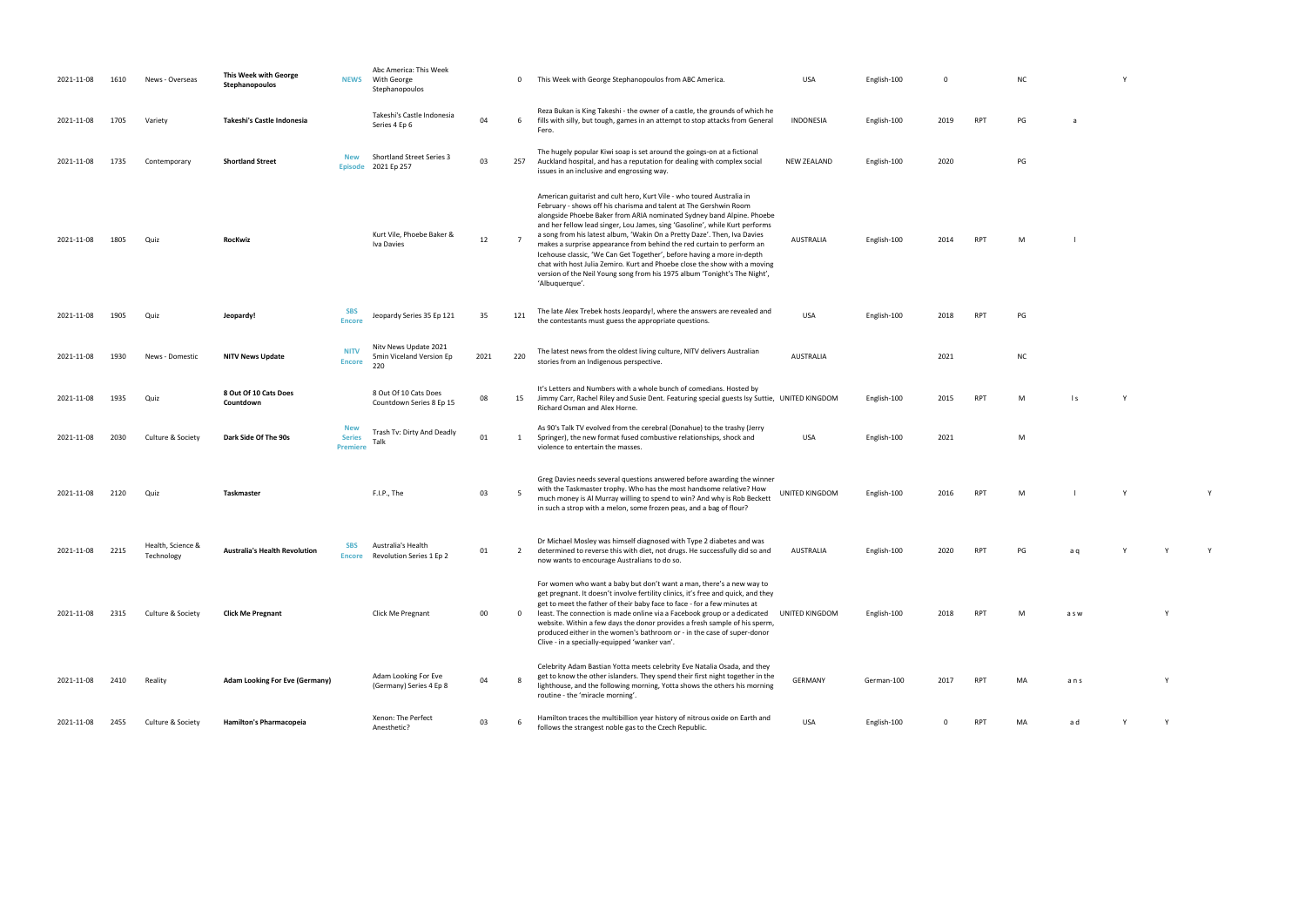| | | | | | | | | | | | | | | | | | |
|---|---|---|---|---|---|---|---|---|---|---|---|---|---|---|---|---|---|
| 2021-11-08 | 1610 | News - Overseas | **This Week with George Stephanopoulos** | NEWS | Abc America: This Week With George Stephanopoulos | | 0 | This Week with George Stephanopoulos from ABC America. | USA | English-100 | 0 | | NC | | Y | | |
| 2021-11-08 | 1705 | Variety | **Takeshi's Castle Indonesia** | | Takeshi's Castle Indonesia Series 4 Ep 6 | 04 | 6 | Reza Bukan is King Takeshi - the owner of a castle, the grounds of which he fills with silly, but tough, games in an attempt to stop attacks from General Fero. | INDONESIA | English-100 | 2019 | RPT | PG | a | | | |
| 2021-11-08 | 1735 | Contemporary | **Shortland Street** | New Episode | Shortland Street Series 3 2021 Ep 257 | 03 | 257 | The hugely popular Kiwi soap is set around the goings-on at a fictional Auckland hospital, and has a reputation for dealing with complex social issues in an inclusive and engrossing way. | NEW ZEALAND | English-100 | 2020 | | PG | | | | |
| 2021-11-08 | 1805 | Quiz | **RocKwiz** | | Kurt Vile, Phoebe Baker & Iva Davies | 12 | 7 | American guitarist and cult hero, Kurt Vile - who toured Australia in February - shows off his charisma and talent at The Gershwin Room alongside Phoebe Baker from ARIA nominated Sydney band Alpine. Phoebe and her fellow lead singer, Lou James, sing 'Gasoline', while Kurt performs a song from his latest album, 'Wakin On a Pretty Daze'. Then, Iva Davies makes a surprise appearance from behind the red curtain to perform an Icehouse classic, 'We Can Get Together', before having a more in-depth chat with host Julia Zemiro. Kurt and Phoebe close the show with a moving version of the Neil Young song from his 1975 album 'Tonight's The Night', 'Albuquerque'. | AUSTRALIA | English-100 | 2014 | RPT | M | l | | | |
| 2021-11-08 | 1905 | Quiz | **Jeopardy!** | SBS Encore | Jeopardy Series 35 Ep 121 | 35 | 121 | The late Alex Trebek hosts Jeopardy!, where the answers are revealed and the contestants must guess the appropriate questions. | USA | English-100 | 2018 | RPT | PG | | | | |
| 2021-11-08 | 1930 | News - Domestic | **NITV News Update** | NITV Encore | Nitv News Update 2021 5min Viceland Version Ep 220 | 2021 | 220 | The latest news from the oldest living culture, NITV delivers Australian stories from an Indigenous perspective. | AUSTRALIA | | 2021 | | NC | | | | |
| 2021-11-08 | 1935 | Quiz | **8 Out Of 10 Cats Does Countdown** | | 8 Out Of 10 Cats Does Countdown Series 8 Ep 15 | 08 | 15 | It's Letters and Numbers with a whole bunch of comedians. Hosted by Jimmy Carr, Rachel Riley and Susie Dent. Featuring special guests Isy Suttie, Richard Osman and Alex Horne. | UNITED KINGDOM | English-100 | 2015 | RPT | M | l s | Y | | |
| 2021-11-08 | 2030 | Culture & Society | **Dark Side Of The 90s** | New Series Premiere | Trash Tv: Dirty And Deadly Talk | 01 | 1 | As 90's Talk TV evolved from the cerebral (Donahue) to the trashy (Jerry Springer), the new format fused combustive relationships, shock and violence to entertain the masses. | USA | English-100 | 2021 | | M | | | | |
| 2021-11-08 | 2120 | Quiz | **Taskmaster** | | F.I.P., The | 03 | 5 | Greg Davies needs several questions answered before awarding the winner with the Taskmaster trophy. Who has the most handsome relative? How much money is Al Murray willing to spend to win? And why is Rob Beckett in such a strop with a melon, some frozen peas, and a bag of flour? | UNITED KINGDOM | English-100 | 2016 | RPT | M | l | Y | | Y |
| 2021-11-08 | 2215 | Health, Science & Technology | **Australia's Health Revolution** | SBS Encore | Australia's Health Revolution Series 1 Ep 2 | 01 | 2 | Dr Michael Mosley was himself diagnosed with Type 2 diabetes and was determined to reverse this with diet, not drugs. He successfully did so and now wants to encourage Australians to do so. | AUSTRALIA | English-100 | 2020 | RPT | PG | a q | Y | Y | Y |
| 2021-11-08 | 2315 | Culture & Society | **Click Me Pregnant** | | Click Me Pregnant | 00 | 0 | For women who want a baby but don't want a man, there's a new way to get pregnant. It doesn't involve fertility clinics, it's free and quick, and they get to meet the father of their baby face to face - for a few minutes at least. The connection is made online via a Facebook group or a dedicated website. Within a few days the donor provides a fresh sample of his sperm, produced either in the women's bathroom or - in the case of super-donor Clive - in a specially-equipped 'wanker van'. | UNITED KINGDOM | English-100 | 2018 | RPT | M | a s w | | Y | |
| 2021-11-08 | 2410 | Reality | **Adam Looking For Eve (Germany)** | | Adam Looking For Eve (Germany) Series 4 Ep 8 | 04 | 8 | Celebrity Adam Bastian Yotta meets celebrity Eve Natalia Osada, and they get to know the other islanders. They spend their first night together in the lighthouse, and the following morning, Yotta shows the others his morning routine - the 'miracle morning'. | GERMANY | German-100 | 2017 | RPT | MA | a n s | | Y | |
| 2021-11-08 | 2455 | Culture & Society | **Hamilton's Pharmacopeia** | | Xenon: The Perfect Anesthetic? | 03 | 6 | Hamilton traces the multibillion year history of nitrous oxide on Earth and follows the strangest noble gas to the Czech Republic. | USA | English-100 | 0 | RPT | MA | a d | Y | Y | |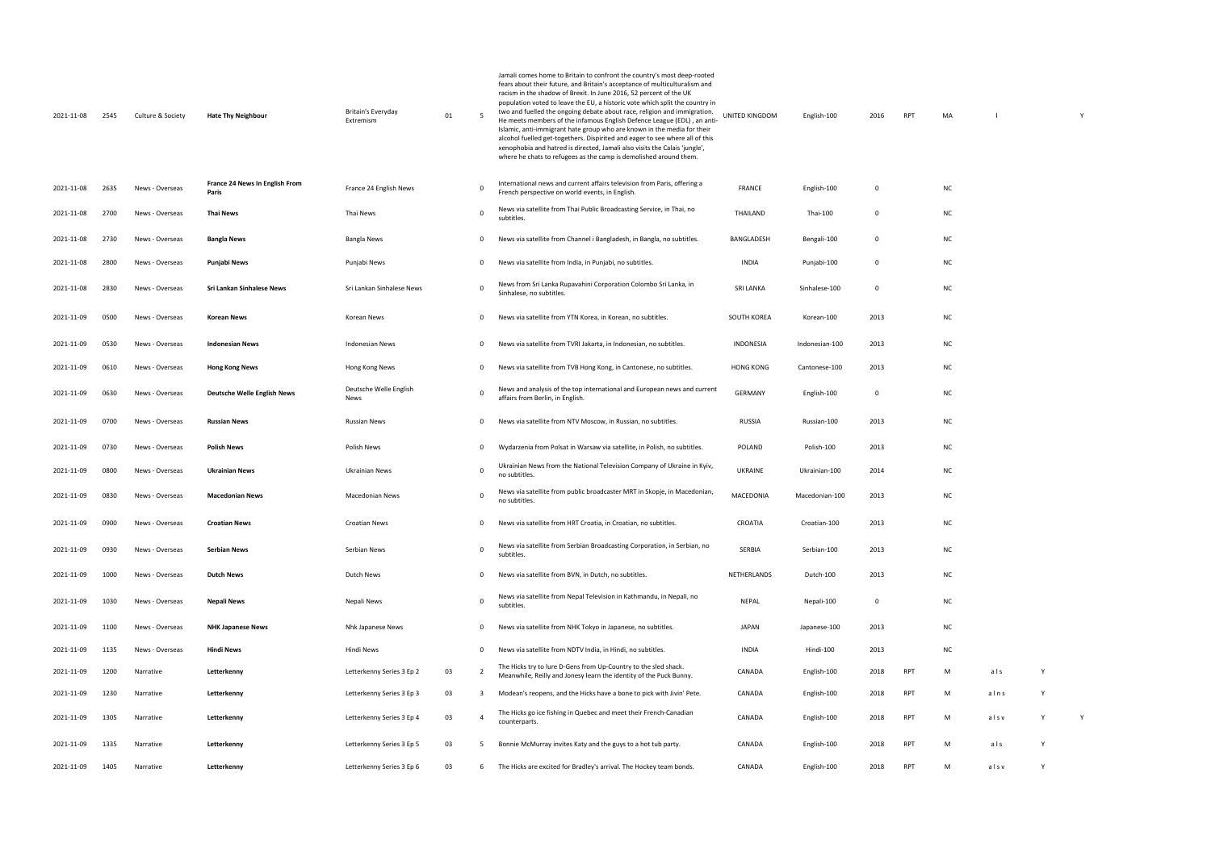| | | | | | | | | | | | | | | | | |
|---|---|---|---|---|---|---|---|---|---|---|---|---|---|---|---|---|
| 2021-11-08 | 2545 | Culture & Society | **Hate Thy Neighbour** | Britain's Everyday Extremism | 01 | 5 | Jamali comes home to Britain to confront the country's most deep-rooted fears about their future, and Britain's acceptance of multiculturalism and racism in the shadow of Brexit. In June 2016, 52 percent of the UK population voted to leave the EU, a historic vote which split the country in two and fuelled the ongoing debate about race, religion and immigration. He meets members of the infamous English Defence League (EDL) , an anti-Islamic, anti-immigrant hate group who are known in the media for their alcohol fuelled get-togethers. Dispirited and eager to see where all of this xenophobia and hatred is directed, Jamali also visits the Calais 'jungle', where he chats to refugees as the camp is demolished around them. | UNITED KINGDOM | English-100 | 2016 | RPT | MA | l | | | Y |
| 2021-11-08 | 2635 | News - Overseas | **France 24 News In English From Paris** | France 24 English News | | 0 | International news and current affairs television from Paris, offering a French perspective on world events, in English. | FRANCE | English-100 | 0 | | NC | | | | |
| 2021-11-08 | 2700 | News - Overseas | **Thai News** | Thai News | | 0 | News via satellite from Thai Public Broadcasting Service, in Thai, no subtitles. | THAILAND | Thai-100 | 0 | | NC | | | | |
| 2021-11-08 | 2730 | News - Overseas | **Bangla News** | Bangla News | | 0 | News via satellite from Channel i Bangladesh, in Bangla, no subtitles. | BANGLADESH | Bengali-100 | 0 | | NC | | | | |
| 2021-11-08 | 2800 | News - Overseas | **Punjabi News** | Punjabi News | | 0 | News via satellite from India, in Punjabi, no subtitles. | INDIA | Punjabi-100 | 0 | | NC | | | | |
| 2021-11-08 | 2830 | News - Overseas | **Sri Lankan Sinhalese News** | Sri Lankan Sinhalese News | | 0 | News from Sri Lanka Rupavahini Corporation Colombo Sri Lanka, in Sinhalese, no subtitles. | SRI LANKA | Sinhalese-100 | 0 | | NC | | | | |
| 2021-11-09 | 0500 | News - Overseas | **Korean News** | Korean News | | 0 | News via satellite from YTN Korea, in Korean, no subtitles. | SOUTH KOREA | Korean-100 | 2013 | | NC | | | | |
| 2021-11-09 | 0530 | News - Overseas | **Indonesian News** | Indonesian News | | 0 | News via satellite from TVRI Jakarta, in Indonesian, no subtitles. | INDONESIA | Indonesian-100 | 2013 | | NC | | | | |
| 2021-11-09 | 0610 | News - Overseas | **Hong Kong News** | Hong Kong News | | 0 | News via satellite from TVB Hong Kong, in Cantonese, no subtitles. | HONG KONG | Cantonese-100 | 2013 | | NC | | | | |
| 2021-11-09 | 0630 | News - Overseas | **Deutsche Welle English News** | Deutsche Welle English News | | 0 | News and analysis of the top international and European news and current affairs from Berlin, in English. | GERMANY | English-100 | 0 | | NC | | | | |
| 2021-11-09 | 0700 | News - Overseas | **Russian News** | Russian News | | 0 | News via satellite from NTV Moscow, in Russian, no subtitles. | RUSSIA | Russian-100 | 2013 | | NC | | | | |
| 2021-11-09 | 0730 | News - Overseas | **Polish News** | Polish News | | 0 | Wydarzenia from Polsat in Warsaw via satellite, in Polish, no subtitles. | POLAND | Polish-100 | 2013 | | NC | | | | |
| 2021-11-09 | 0800 | News - Overseas | **Ukrainian News** | Ukrainian News | | 0 | Ukrainian News from the National Television Company of Ukraine in Kyiv, no subtitles. | UKRAINE | Ukrainian-100 | 2014 | | NC | | | | |
| 2021-11-09 | 0830 | News - Overseas | **Macedonian News** | Macedonian News | | 0 | News via satellite from public broadcaster MRT in Skopje, in Macedonian, no subtitles. | MACEDONIA | Macedonian-100 | 2013 | | NC | | | | |
| 2021-11-09 | 0900 | News - Overseas | **Croatian News** | Croatian News | | 0 | News via satellite from HRT Croatia, in Croatian, no subtitles. | CROATIA | Croatian-100 | 2013 | | NC | | | | |
| 2021-11-09 | 0930 | News - Overseas | **Serbian News** | Serbian News | | 0 | News via satellite from Serbian Broadcasting Corporation, in Serbian, no subtitles. | SERBIA | Serbian-100 | 2013 | | NC | | | | |
| 2021-11-09 | 1000 | News - Overseas | **Dutch News** | Dutch News | | 0 | News via satellite from BVN, in Dutch, no subtitles. | NETHERLANDS | Dutch-100 | 2013 | | NC | | | | |
| 2021-11-09 | 1030 | News - Overseas | **Nepali News** | Nepali News | | 0 | News via satellite from Nepal Television in Kathmandu, in Nepali, no subtitles. | NEPAL | Nepali-100 | 0 | | NC | | | | |
| 2021-11-09 | 1100 | News - Overseas | **NHK Japanese News** | Nhk Japanese News | | 0 | News via satellite from NHK Tokyo in Japanese, no subtitles. | JAPAN | Japanese-100 | 2013 | | NC | | | | |
| 2021-11-09 | 1135 | News - Overseas | **Hindi News** | Hindi News | | 0 | News via satellite from NDTV India, in Hindi, no subtitles. | INDIA | Hindi-100 | 2013 | | NC | | | | |
| 2021-11-09 | 1200 | Narrative | **Letterkenny** | Letterkenny Series 3 Ep 2 | 03 | 2 | The Hicks try to lure D-Gens from Up-Country to the sled shack. Meanwhile, Reilly and Jonesy learn the identity of the Puck Bunny. | CANADA | English-100 | 2018 | RPT | M | a l s | Y | | |
| 2021-11-09 | 1230 | Narrative | **Letterkenny** | Letterkenny Series 3 Ep 3 | 03 | 3 | Modean's reopens, and the Hicks have a bone to pick with Jivin' Pete. | CANADA | English-100 | 2018 | RPT | M | a l n s | Y | | |
| 2021-11-09 | 1305 | Narrative | **Letterkenny** | Letterkenny Series 3 Ep 4 | 03 | 4 | The Hicks go ice fishing in Quebec and meet their French-Canadian counterparts. | CANADA | English-100 | 2018 | RPT | M | a l s v | Y | Y | |
| 2021-11-09 | 1335 | Narrative | **Letterkenny** | Letterkenny Series 3 Ep 5 | 03 | 5 | Bonnie McMurray invites Katy and the guys to a hot tub party. | CANADA | English-100 | 2018 | RPT | M | a l s | Y | | |
| 2021-11-09 | 1405 | Narrative | **Letterkenny** | Letterkenny Series 3 Ep 6 | 03 | 6 | The Hicks are excited for Bradley's arrival. The Hockey team bonds. | CANADA | English-100 | 2018 | RPT | M | a l s v | Y | | |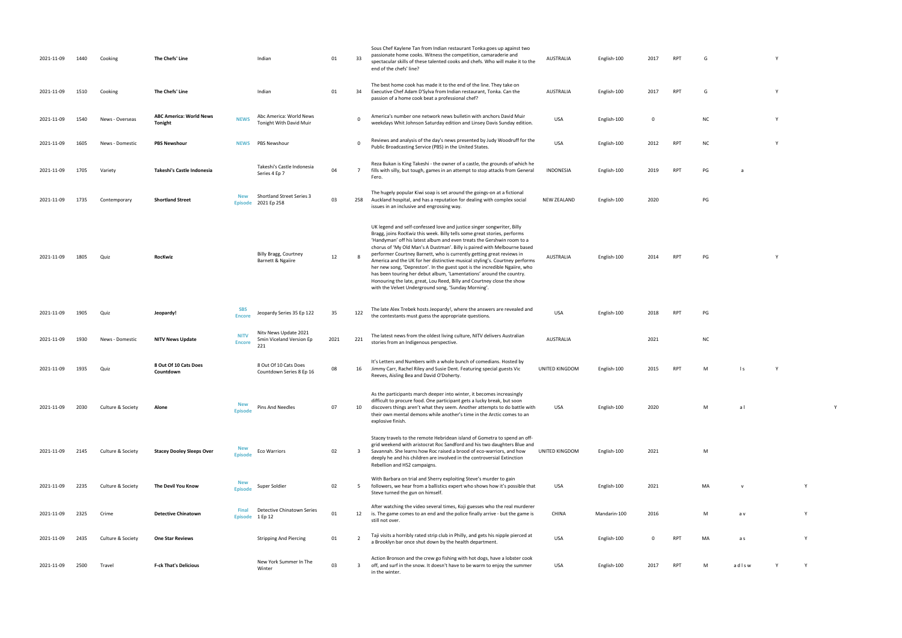| | | | | | | | | | | | | | | | | | |
|---|---|---|---|---|---|---|---|---|---|---|---|---|---|---|---|---|---|
| 2021-11-09 | 1440 | Cooking | **The Chefs' Line** | | Indian | 01 | 33 | Sous Chef Kaylene Tan from Indian restaurant Tonka goes up against two passionate home cooks. Witness the competition, camaraderie and spectacular skills of these talented cooks and chefs. Who will make it to the end of the chefs' line? | AUSTRALIA | English-100 | 2017 | RPT | G | | Y | | |
| 2021-11-09 | 1510 | Cooking | **The Chefs' Line** | | Indian | 01 | 34 | The best home cook has made it to the end of the line. They take on Executive Chef Adam D'Sylva from Indian restaurant, Tonka. Can the passion of a home cook beat a professional chef? | AUSTRALIA | English-100 | 2017 | RPT | G | | Y | | |
| 2021-11-09 | 1540 | News - Overseas | **ABC America: World News Tonight** | **NEWS** | Abc America: World News Tonight With David Muir | | 0 | America's number one network news bulletin with anchors David Muir weekdays Whit Johnson Saturday edition and Linsey Davis Sunday edition. | USA | English-100 | 0 | | NC | | Y | | |
| 2021-11-09 | 1605 | News - Domestic | **PBS Newshour** | **NEWS** | PBS Newshour | | 0 | Reviews and analysis of the day's news presented by Judy Woodruff for the Public Broadcasting Service (PBS) in the United States. | USA | English-100 | 2012 | RPT | NC | | Y | | |
| 2021-11-09 | 1705 | Variety | **Takeshi's Castle Indonesia** | | Takeshi's Castle Indonesia Series 4 Ep 7 | 04 | 7 | Reza Bukan is King Takeshi - the owner of a castle, the grounds of which he fills with silly, but tough, games in an attempt to stop attacks from General Fero. | INDONESIA | English-100 | 2019 | RPT | PG | a | | | |
| 2021-11-09 | 1735 | Contemporary | **Shortland Street** | **New Episode** | Shortland Street Series 3 2021 Ep 258 | 03 | 258 | The hugely popular Kiwi soap is set around the goings-on at a fictional Auckland hospital, and has a reputation for dealing with complex social issues in an inclusive and engrossing way. | NEW ZEALAND | English-100 | 2020 | | PG | | | | |
| 2021-11-09 | 1805 | Quiz | **RocKwiz** | | Billy Bragg, Courtney Barnett & Ngaiire | 12 | 8 | UK legend and self-confessed love and justice singer songwriter, Billy Bragg, joins RocKwiz this week. Billy tells some great stories, performs 'Handyman' off his latest album and even treats the Gershwin room to a chorus of 'My Old Man's A Dustman'. Billy is paired with Melbourne based performer Courtney Barnett, who is currently getting great reviews in America and the UK for her distinctive musical styling's. Courtney performs her new song, 'Depreston'. In the guest spot is the incredible Ngaiire, who has been touring her debut album, 'Lamentations' around the country. Honouring the late, great, Lou Reed, Billy and Courtney close the show with the Velvet Underground song, 'Sunday Morning'. | AUSTRALIA | English-100 | 2014 | RPT | PG | | Y | | |
| 2021-11-09 | 1905 | Quiz | **Jeopardy!** | **SBS Encore** | Jeopardy Series 35 Ep 122 | 35 | 122 | The late Alex Trebek hosts Jeopardy!, where the answers are revealed and the contestants must guess the appropriate questions. | USA | English-100 | 2018 | RPT | PG | | | | |
| 2021-11-09 | 1930 | News - Domestic | **NITV News Update** | **NITV Encore** | Nitv News Update 2021 5min Viceland Version Ep 221 | 2021 | 221 | The latest news from the oldest living culture, NITV delivers Australian stories from an Indigenous perspective. | AUSTRALIA | | 2021 | | NC | | | | |
| 2021-11-09 | 1935 | Quiz | **8 Out Of 10 Cats Does Countdown** | | 8 Out Of 10 Cats Does Countdown Series 8 Ep 16 | 08 | 16 | It's Letters and Numbers with a whole bunch of comedians. Hosted by Jimmy Carr, Rachel Riley and Susie Dent. Featuring special guests Vic Reeves, Aisling Bea and David O'Doherty. | UNITED KINGDOM | English-100 | 2015 | RPT | M | l s | Y | | |
| 2021-11-09 | 2030 | Culture & Society | **Alone** | **New Episode** | Pins And Needles | 07 | 10 | As the participants march deeper into winter, it becomes increasingly difficult to procure food. One participant gets a lucky break, but soon discovers things aren't what they seem. Another attempts to do battle with their own mental demons while another's time in the Arctic comes to an explosive finish. | USA | English-100 | 2020 | | M | a l | | | Y |
| 2021-11-09 | 2145 | Culture & Society | **Stacey Dooley Sleeps Over** | **New Episode** | Eco Warriors | 02 | 3 | Stacey travels to the remote Hebridean island of Gometra to spend an off-grid weekend with aristocrat Roc Sandford and his two daughters Blue and Savannah. She learns how Roc raised a brood of eco-warriors, and how deeply he and his children are involved in the controversial Extinction Rebellion and HS2 campaigns. | UNITED KINGDOM | English-100 | 2021 | | M | | | | |
| 2021-11-09 | 2235 | Culture & Society | **The Devil You Know** | **New Episode** | Super Soldier | 02 | 5 | With Barbara on trial and Sherry exploiting Steve's murder to gain followers, we hear from a ballistics expert who shows how it's possible that Steve turned the gun on himself. | USA | English-100 | 2021 | | MA | v | | Y | |
| 2021-11-09 | 2325 | Crime | **Detective Chinatown** | **Final Episode** | Detective Chinatown Series 1 Ep 12 | 01 | 12 | After watching the video several times, Koji guesses who the real murderer is. The game comes to an end and the police finally arrive - but the game is still not over. | CHINA | Mandarin-100 | 2016 | | M | a v | | Y | |
| 2021-11-09 | 2435 | Culture & Society | **One Star Reviews** | | Stripping And Piercing | 01 | 2 | Taji visits a horribly rated strip club in Philly, and gets his nipple pierced at a Brooklyn bar once shut down by the health department. | USA | English-100 | 0 | RPT | MA | a s | | Y | |
| 2021-11-09 | 2500 | Travel | **F-ck That's Delicious** | | New York Summer In The Winter | 03 | 3 | Action Bronson and the crew go fishing with hot dogs, have a lobster cook off, and surf in the snow. It doesn't have to be warm to enjoy the summer in the winter. | USA | English-100 | 2017 | RPT | M | a d l s w | Y | Y | |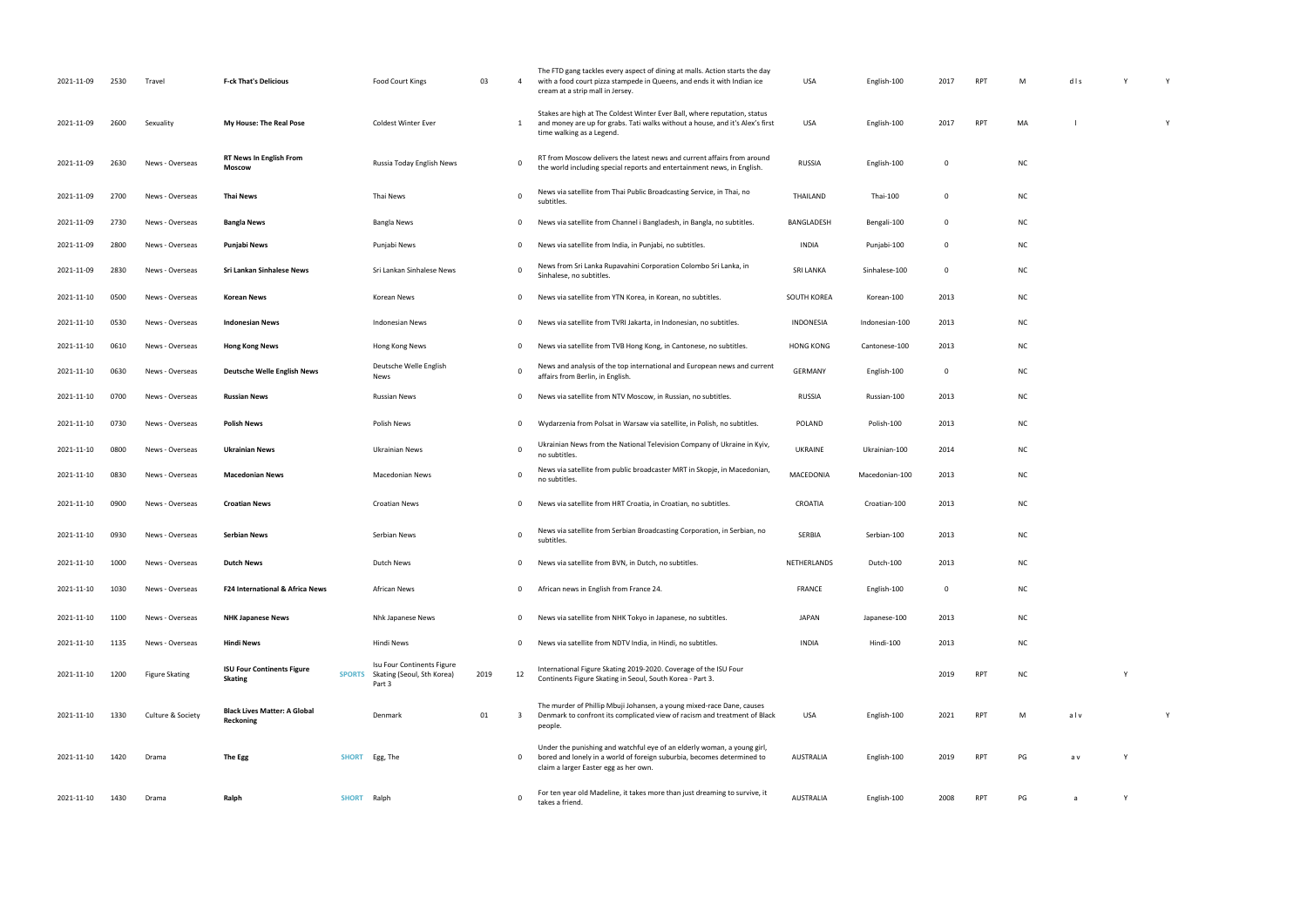| | | | | | | | | | | | | | | | | | |
|---|---|---|---|---|---|---|---|---|---|---|---|---|---|---|---|---|---|
| 2021-11-09 | 2530 | Travel | **F-ck That's Delicious** | | Food Court Kings | 03 | 4 | The FTD gang tackles every aspect of dining at malls. Action starts the day with a food court pizza stampede in Queens, and ends it with Indian ice cream at a strip mall in Jersey. | USA | English-100 | 2017 | RPT | M | d l s | Y | Y |
| 2021-11-09 | 2600 | Sexuality | **My House: The Real Pose** | | Coldest Winter Ever | | 1 | Stakes are high at The Coldest Winter Ever Ball, where reputation, status and money are up for grabs. Tati walks without a house, and it's Alex's first time walking as a Legend. | USA | English-100 | 2017 | RPT | MA | l | | Y |
| 2021-11-09 | 2630 | News - Overseas | **RT News In English From Moscow** | | Russia Today English News | | 0 | RT from Moscow delivers the latest news and current affairs from around the world including special reports and entertainment news, in English. | RUSSIA | English-100 | 0 | | NC | | | |
| 2021-11-09 | 2700 | News - Overseas | **Thai News** | | Thai News | | 0 | News via satellite from Thai Public Broadcasting Service, in Thai, no subtitles. | THAILAND | Thai-100 | 0 | | NC | | | |
| 2021-11-09 | 2730 | News - Overseas | **Bangla News** | | Bangla News | | 0 | News via satellite from Channel i Bangladesh, in Bangla, no subtitles. | BANGLADESH | Bengali-100 | 0 | | NC | | | |
| 2021-11-09 | 2800 | News - Overseas | **Punjabi News** | | Punjabi News | | 0 | News via satellite from India, in Punjabi, no subtitles. | INDIA | Punjabi-100 | 0 | | NC | | | |
| 2021-11-09 | 2830 | News - Overseas | **Sri Lankan Sinhalese News** | | Sri Lankan Sinhalese News | | 0 | News from Sri Lanka Rupavahini Corporation Colombo Sri Lanka, in Sinhalese, no subtitles. | SRI LANKA | Sinhalese-100 | 0 | | NC | | | |
| 2021-11-10 | 0500 | News - Overseas | **Korean News** | | Korean News | | 0 | News via satellite from YTN Korea, in Korean, no subtitles. | SOUTH KOREA | Korean-100 | 2013 | | NC | | | |
| 2021-11-10 | 0530 | News - Overseas | **Indonesian News** | | Indonesian News | | 0 | News via satellite from TVRI Jakarta, in Indonesian, no subtitles. | INDONESIA | Indonesian-100 | 2013 | | NC | | | |
| 2021-11-10 | 0610 | News - Overseas | **Hong Kong News** | | Hong Kong News | | 0 | News via satellite from TVB Hong Kong, in Cantonese, no subtitles. | HONG KONG | Cantonese-100 | 2013 | | NC | | | |
| 2021-11-10 | 0630 | News - Overseas | **Deutsche Welle English News** | | Deutsche Welle English News | | 0 | News and analysis of the top international and European news and current affairs from Berlin, in English. | GERMANY | English-100 | 0 | | NC | | | |
| 2021-11-10 | 0700 | News - Overseas | **Russian News** | | Russian News | | 0 | News via satellite from NTV Moscow, in Russian, no subtitles. | RUSSIA | Russian-100 | 2013 | | NC | | | |
| 2021-11-10 | 0730 | News - Overseas | **Polish News** | | Polish News | | 0 | Wydarzenia from Polsat in Warsaw via satellite, in Polish, no subtitles. | POLAND | Polish-100 | 2013 | | NC | | | |
| 2021-11-10 | 0800 | News - Overseas | **Ukrainian News** | | Ukrainian News | | 0 | Ukrainian News from the National Television Company of Ukraine in Kyiv, no subtitles. | UKRAINE | Ukrainian-100 | 2014 | | NC | | | |
| 2021-11-10 | 0830 | News - Overseas | **Macedonian News** | | Macedonian News | | 0 | News via satellite from public broadcaster MRT in Skopje, in Macedonian, no subtitles. | MACEDONIA | Macedonian-100 | 2013 | | NC | | | |
| 2021-11-10 | 0900 | News - Overseas | **Croatian News** | | Croatian News | | 0 | News via satellite from HRT Croatia, in Croatian, no subtitles. | CROATIA | Croatian-100 | 2013 | | NC | | | |
| 2021-11-10 | 0930 | News - Overseas | **Serbian News** | | Serbian News | | 0 | News via satellite from Serbian Broadcasting Corporation, in Serbian, no subtitles. | SERBIA | Serbian-100 | 2013 | | NC | | | |
| 2021-11-10 | 1000 | News - Overseas | **Dutch News** | | Dutch News | | 0 | News via satellite from BVN, in Dutch, no subtitles. | NETHERLANDS | Dutch-100 | 2013 | | NC | | | |
| 2021-11-10 | 1030 | News - Overseas | **F24 International & Africa News** | | African News | | 0 | African news in English from France 24. | FRANCE | English-100 | 0 | | NC | | | |
| 2021-11-10 | 1100 | News - Overseas | **NHK Japanese News** | | Nhk Japanese News | | 0 | News via satellite from NHK Tokyo in Japanese, no subtitles. | JAPAN | Japanese-100 | 2013 | | NC | | | |
| 2021-11-10 | 1135 | News - Overseas | **Hindi News** | | Hindi News | | 0 | News via satellite from NDTV India, in Hindi, no subtitles. | INDIA | Hindi-100 | 2013 | | NC | | | |
| 2021-11-10 | 1200 | Figure Skating | **ISU Four Continents Figure Skating** | SPORTS | Isu Four Continents Figure Skating (Seoul, Sth Korea) Part 3 | 2019 | 12 | International Figure Skating 2019-2020. Coverage of the ISU Four Continents Figure Skating in Seoul, South Korea - Part 3. | | | 2019 | RPT | NC | | Y | |
| 2021-11-10 | 1330 | Culture & Society | **Black Lives Matter: A Global Reckoning** | | Denmark | 01 | 3 | The murder of Phillip Mbuji Johansen, a young mixed-race Dane, causes Denmark to confront its complicated view of racism and treatment of Black people. | USA | English-100 | 2021 | RPT | M | a l v | | Y |
| 2021-11-10 | 1420 | Drama | **The Egg** | SHORT | Egg, The | | 0 | Under the punishing and watchful eye of an elderly woman, a young girl, bored and lonely in a world of foreign suburbia, becomes determined to claim a larger Easter egg as her own. | AUSTRALIA | English-100 | 2019 | RPT | PG | a v | Y | |
| 2021-11-10 | 1430 | Drama | **Ralph** | SHORT | Ralph | | 0 | For ten year old Madeline, it takes more than just dreaming to survive, it takes a friend. | AUSTRALIA | English-100 | 2008 | RPT | PG | a | Y | |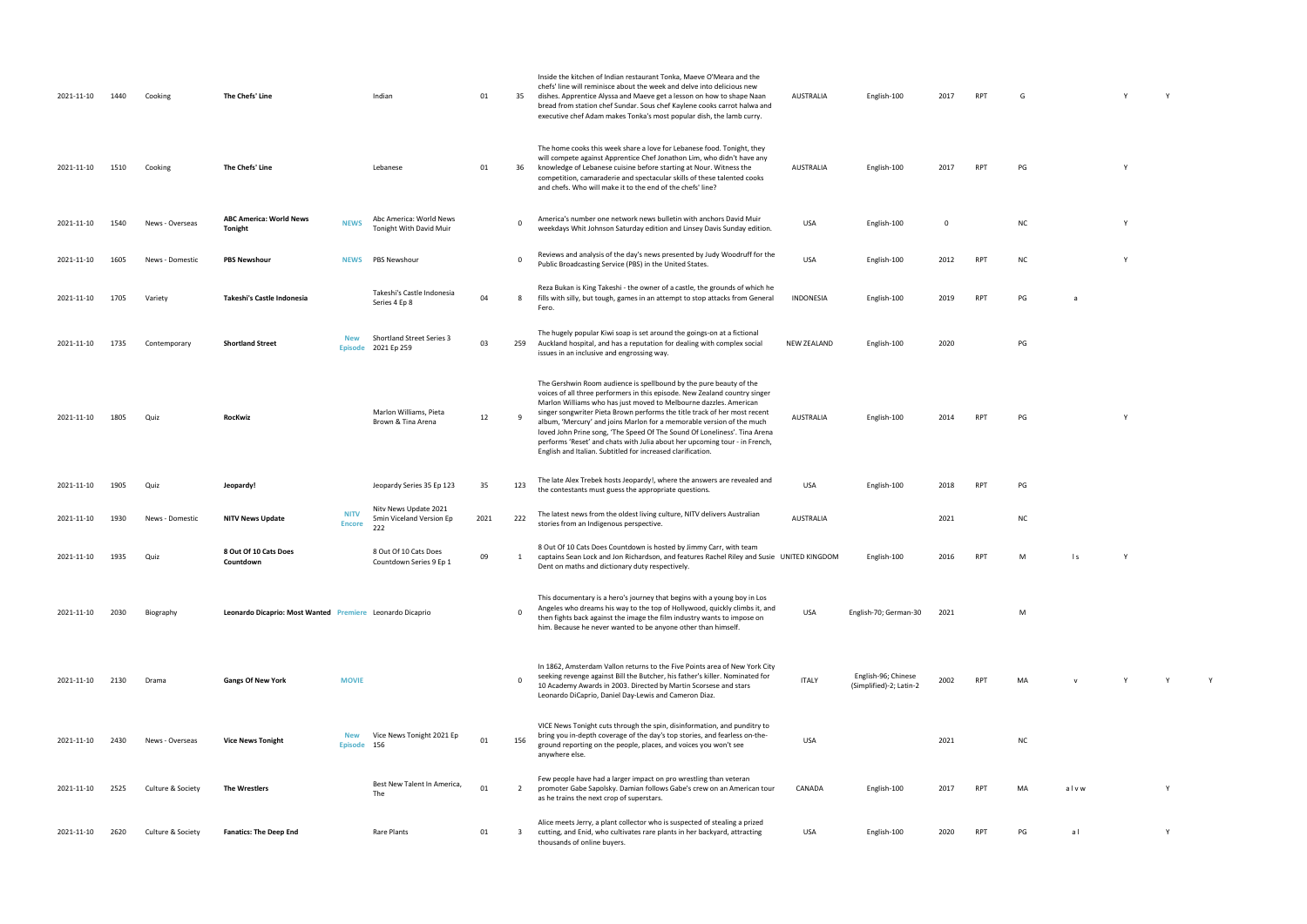| | | | | | | | | | | | | | | | | | |
|---|---|---|---|---|---|---|---|---|---|---|---|---|---|---|---|---|---|
| 2021-11-10 | 1440 | Cooking | **The Chefs' Line** | | Indian | 01 | 35 | Inside the kitchen of Indian restaurant Tonka, Maeve O'Meara and the chefs' line will reminisce about the week and delve into delicious new dishes. Apprentice Alyssa and Maeve get a lesson on how to shape Naan bread from station chef Sundar. Sous chef Kaylene cooks carrot halwa and executive chef Adam makes Tonka's most popular dish, the lamb curry. | AUSTRALIA | English-100 | 2017 | RPT | G | | Y | Y | |
| 2021-11-10 | 1510 | Cooking | **The Chefs' Line** | | Lebanese | 01 | 36 | The home cooks this week share a love for Lebanese food. Tonight, they will compete against Apprentice Chef Jonathon Lim, who didn't have any knowledge of Lebanese cuisine before starting at Nour. Witness the competition, camaraderie and spectacular skills of these talented cooks and chefs. Who will make it to the end of the chefs' line? | AUSTRALIA | English-100 | 2017 | RPT | PG | | Y | | |
| 2021-11-10 | 1540 | News - Overseas | **ABC America: World News Tonight** | NEWS | Abc America: World News Tonight With David Muir | | 0 | America's number one network news bulletin with anchors David Muir weekdays Whit Johnson Saturday edition and Linsey Davis Sunday edition. | USA | English-100 | 0 | | NC | | Y | | |
| 2021-11-10 | 1605 | News - Domestic | **PBS Newshour** | NEWS | PBS Newshour | | 0 | Reviews and analysis of the day's news presented by Judy Woodruff for the Public Broadcasting Service (PBS) in the United States. | USA | English-100 | 2012 | RPT | NC | | Y | | |
| 2021-11-10 | 1705 | Variety | **Takeshi's Castle Indonesia** | | Takeshi's Castle Indonesia Series 4 Ep 8 | 04 | 8 | Reza Bukan is King Takeshi - the owner of a castle, the grounds of which he fills with silly, but tough, games in an attempt to stop attacks from General Fero. | INDONESIA | English-100 | 2019 | RPT | PG | a | | | |
| 2021-11-10 | 1735 | Contemporary | **Shortland Street** | New Episode | Shortland Street Series 3 2021 Ep 259 | 03 | 259 | The hugely popular Kiwi soap is set around the goings-on at a fictional Auckland hospital, and has a reputation for dealing with complex social issues in an inclusive and engrossing way. | NEW ZEALAND | English-100 | 2020 | | PG | | | | |
| 2021-11-10 | 1805 | Quiz | **RocKwiz** | | Marlon Williams, Pieta Brown & Tina Arena | 12 | 9 | The Gershwin Room audience is spellbound by the pure beauty of the voices of all three performers in this episode. New Zealand country singer Marlon Williams who has just moved to Melbourne dazzles. American singer songwriter Pieta Brown performs the title track of her most recent album, 'Mercury' and joins Marlon for a memorable version of the much loved John Prine song, 'The Speed Of The Sound Of Loneliness'. Tina Arena performs 'Reset' and chats with Julia about her upcoming tour - in French, English and Italian. Subtitled for increased clarification. | AUSTRALIA | English-100 | 2014 | RPT | PG | | Y | | |
| 2021-11-10 | 1905 | Quiz | **Jeopardy!** | | Jeopardy Series 35 Ep 123 | 35 | 123 | The late Alex Trebek hosts Jeopardy!, where the answers are revealed and the contestants must guess the appropriate questions. | USA | English-100 | 2018 | RPT | PG | | | | |
| 2021-11-10 | 1930 | News - Domestic | **NITV News Update** | NITV Encore | Nitv News Update 2021 5min Viceland Version Ep 222 | 2021 | 222 | The latest news from the oldest living culture, NITV delivers Australian stories from an Indigenous perspective. | AUSTRALIA | | 2021 | | NC | | | | |
| 2021-11-10 | 1935 | Quiz | **8 Out Of 10 Cats Does Countdown** | | 8 Out Of 10 Cats Does Countdown Series 9 Ep 1 | 09 | 1 | 8 Out Of 10 Cats Does Countdown is hosted by Jimmy Carr, with team captains Sean Lock and Jon Richardson, and features Rachel Riley and Susie Dent on maths and dictionary duty respectively. | UNITED KINGDOM | English-100 | 2016 | RPT | M | l s | Y | | |
| 2021-11-10 | 2030 | Biography | **Leonardo Dicaprio: Most Wanted** | Premiere | Leonardo Dicaprio | | 0 | This documentary is a hero's journey that begins with a young boy in Los Angeles who dreams his way to the top of Hollywood, quickly climbs it, and then fights back against the image the film industry wants to impose on him. Because he never wanted to be anyone other than himself. | USA | English-70; German-30 | 2021 | | M | | | | |
| 2021-11-10 | 2130 | Drama | **Gangs Of New York** | MOVIE | | | 0 | In 1862, Amsterdam Vallon returns to the Five Points area of New York City seeking revenge against Bill the Butcher, his father's killer. Nominated for 10 Academy Awards in 2003. Directed by Martin Scorsese and stars Leonardo DiCaprio, Daniel Day-Lewis and Cameron Diaz. | ITALY | English-96; Chinese (Simplified)-2; Latin-2 | 2002 | RPT | MA | v | Y | Y | Y |
| 2021-11-10 | 2430 | News - Overseas | **Vice News Tonight** | New Episode | Vice News Tonight 2021 Ep 156 | 01 | 156 | VICE News Tonight cuts through the spin, disinformation, and punditry to bring you in-depth coverage of the day's top stories, and fearless on-the-ground reporting on the people, places, and voices you won't see anywhere else. | USA | | 2021 | | NC | | | | |
| 2021-11-10 | 2525 | Culture & Society | **The Wrestlers** | | Best New Talent In America, The | 01 | 2 | Few people have had a larger impact on pro wrestling than veteran promoter Gabe Sapolsky. Damian follows Gabe's crew on an American tour as he trains the next crop of superstars. | CANADA | English-100 | 2017 | RPT | MA | a l v w | | Y | |
| 2021-11-10 | 2620 | Culture & Society | **Fanatics: The Deep End** | | Rare Plants | 01 | 3 | Alice meets Jerry, a plant collector who is suspected of stealing a prized cutting, and Enid, who cultivates rare plants in her backyard, attracting thousands of online buyers. | USA | English-100 | 2020 | RPT | PG | a l | | Y | |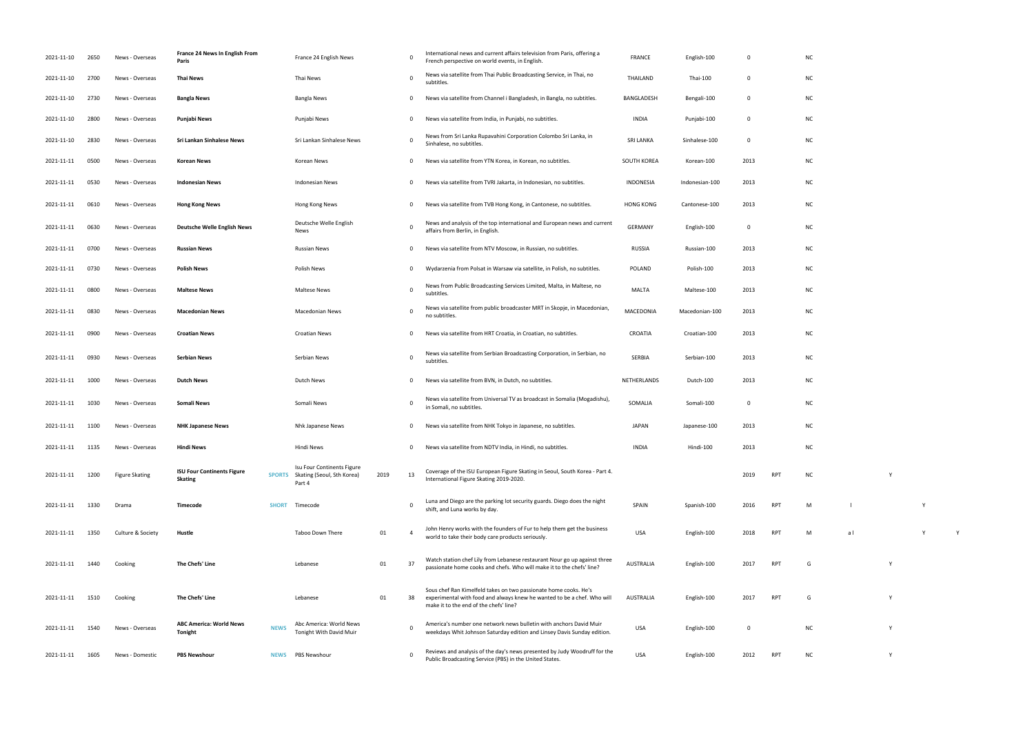| | | | | | | | | | | | | | | | | | |
|---|---|---|---|---|---|---|---|---|---|---|---|---|---|---|---|---|---|
| 2021-11-10 | 2650 | News - Overseas | **France 24 News In English From Paris** | | France 24 English News | | 0 | International news and current affairs television from Paris, offering a French perspective on world events, in English. | FRANCE | English-100 | 0 | | NC | | | | |
| 2021-11-10 | 2700 | News - Overseas | **Thai News** | | Thai News | | 0 | News via satellite from Thai Public Broadcasting Service, in Thai, no subtitles. | THAILAND | Thai-100 | 0 | | NC | | | | |
| 2021-11-10 | 2730 | News - Overseas | **Bangla News** | | Bangla News | | 0 | News via satellite from Channel i Bangladesh, in Bangla, no subtitles. | BANGLADESH | Bengali-100 | 0 | | NC | | | | |
| 2021-11-10 | 2800 | News - Overseas | **Punjabi News** | | Punjabi News | | 0 | News via satellite from India, in Punjabi, no subtitles. | INDIA | Punjabi-100 | 0 | | NC | | | | |
| 2021-11-10 | 2830 | News - Overseas | **Sri Lankan Sinhalese News** | | Sri Lankan Sinhalese News | | 0 | News from Sri Lanka Rupavahini Corporation Colombo Sri Lanka, in Sinhalese, no subtitles. | SRI LANKA | Sinhalese-100 | 0 | | NC | | | | |
| 2021-11-11 | 0500 | News - Overseas | **Korean News** | | Korean News | | 0 | News via satellite from YTN Korea, in Korean, no subtitles. | SOUTH KOREA | Korean-100 | 2013 | | NC | | | | |
| 2021-11-11 | 0530 | News - Overseas | **Indonesian News** | | Indonesian News | | 0 | News via satellite from TVRI Jakarta, in Indonesian, no subtitles. | INDONESIA | Indonesian-100 | 2013 | | NC | | | | |
| 2021-11-11 | 0610 | News - Overseas | **Hong Kong News** | | Hong Kong News | | 0 | News via satellite from TVB Hong Kong, in Cantonese, no subtitles. | HONG KONG | Cantonese-100 | 2013 | | NC | | | | |
| 2021-11-11 | 0630 | News - Overseas | **Deutsche Welle English News** | | Deutsche Welle English News | | 0 | News and analysis of the top international and European news and current affairs from Berlin, in English. | GERMANY | English-100 | 0 | | NC | | | | |
| 2021-11-11 | 0700 | News - Overseas | **Russian News** | | Russian News | | 0 | News via satellite from NTV Moscow, in Russian, no subtitles. | RUSSIA | Russian-100 | 2013 | | NC | | | | |
| 2021-11-11 | 0730 | News - Overseas | **Polish News** | | Polish News | | 0 | Wydarzenia from Polsat in Warsaw via satellite, in Polish, no subtitles. | POLAND | Polish-100 | 2013 | | NC | | | | |
| 2021-11-11 | 0800 | News - Overseas | **Maltese News** | | Maltese News | | 0 | News from Public Broadcasting Services Limited, Malta, in Maltese, no subtitles. | MALTA | Maltese-100 | 2013 | | NC | | | | |
| 2021-11-11 | 0830 | News - Overseas | **Macedonian News** | | Macedonian News | | 0 | News via satellite from public broadcaster MRT in Skopje, in Macedonian, no subtitles. | MACEDONIA | Macedonian-100 | 2013 | | NC | | | | |
| 2021-11-11 | 0900 | News - Overseas | **Croatian News** | | Croatian News | | 0 | News via satellite from HRT Croatia, in Croatian, no subtitles. | CROATIA | Croatian-100 | 2013 | | NC | | | | |
| 2021-11-11 | 0930 | News - Overseas | **Serbian News** | | Serbian News | | 0 | News via satellite from Serbian Broadcasting Corporation, in Serbian, no subtitles. | SERBIA | Serbian-100 | 2013 | | NC | | | | |
| 2021-11-11 | 1000 | News - Overseas | **Dutch News** | | Dutch News | | 0 | News via satellite from BVN, in Dutch, no subtitles. | NETHERLANDS | Dutch-100 | 2013 | | NC | | | | |
| 2021-11-11 | 1030 | News - Overseas | **Somali News** | | Somali News | | 0 | News via satellite from Universal TV as broadcast in Somalia (Mogadishu), in Somali, no subtitles. | SOMALIA | Somali-100 | 0 | | NC | | | | |
| 2021-11-11 | 1100 | News - Overseas | **NHK Japanese News** | | Nhk Japanese News | | 0 | News via satellite from NHK Tokyo in Japanese, no subtitles. | JAPAN | Japanese-100 | 2013 | | NC | | | | |
| 2021-11-11 | 1135 | News - Overseas | **Hindi News** | | Hindi News | | 0 | News via satellite from NDTV India, in Hindi, no subtitles. | INDIA | Hindi-100 | 2013 | | NC | | | | |
| 2021-11-11 | 1200 | Figure Skating | **ISU Four Continents Figure Skating** | **SPORTS** | Isu Four Continents Figure Skating (Seoul, Sth Korea) Part 4 | 2019 | 13 | Coverage of the ISU European Figure Skating in Seoul, South Korea - Part 4. International Figure Skating 2019-2020. | | | 2019 | RPT | NC | | Y | | |
| 2021-11-11 | 1330 | Drama | **Timecode** | **SHORT** | Timecode | | 0 | Luna and Diego are the parking lot security guards. Diego does the night shift, and Luna works by day. | SPAIN | Spanish-100 | 2016 | RPT | M | l | | Y | |
| 2021-11-11 | 1350 | Culture & Society | **Hustle** | | Taboo Down There | 01 | 4 | John Henry works with the founders of Fur to help them get the business world to take their body care products seriously. | USA | English-100 | 2018 | RPT | M | a l | | Y | Y |
| 2021-11-11 | 1440 | Cooking | **The Chefs' Line** | | Lebanese | 01 | 37 | Watch station chef Lily from Lebanese restaurant Nour go up against three passionate home cooks and chefs. Who will make it to the chefs' line? | AUSTRALIA | English-100 | 2017 | RPT | G | | Y | | |
| 2021-11-11 | 1510 | Cooking | **The Chefs' Line** | | Lebanese | 01 | 38 | Sous chef Ran Kimelfeld takes on two passionate home cooks. He's experimental with food and always knew he wanted to be a chef. Who will make it to the end of the chefs' line? | AUSTRALIA | English-100 | 2017 | RPT | G | | Y | | |
| 2021-11-11 | 1540 | News - Overseas | **ABC America: World News Tonight** | **NEWS** | Abc America: World News Tonight With David Muir | | 0 | America's number one network news bulletin with anchors David Muir weekdays Whit Johnson Saturday edition and Linsey Davis Sunday edition. | USA | English-100 | 0 | | NC | | Y | | |
| 2021-11-11 | 1605 | News - Domestic | **PBS Newshour** | **NEWS** | PBS Newshour | | 0 | Reviews and analysis of the day's news presented by Judy Woodruff for the Public Broadcasting Service (PBS) in the United States. | USA | English-100 | 2012 | RPT | NC | | Y | | |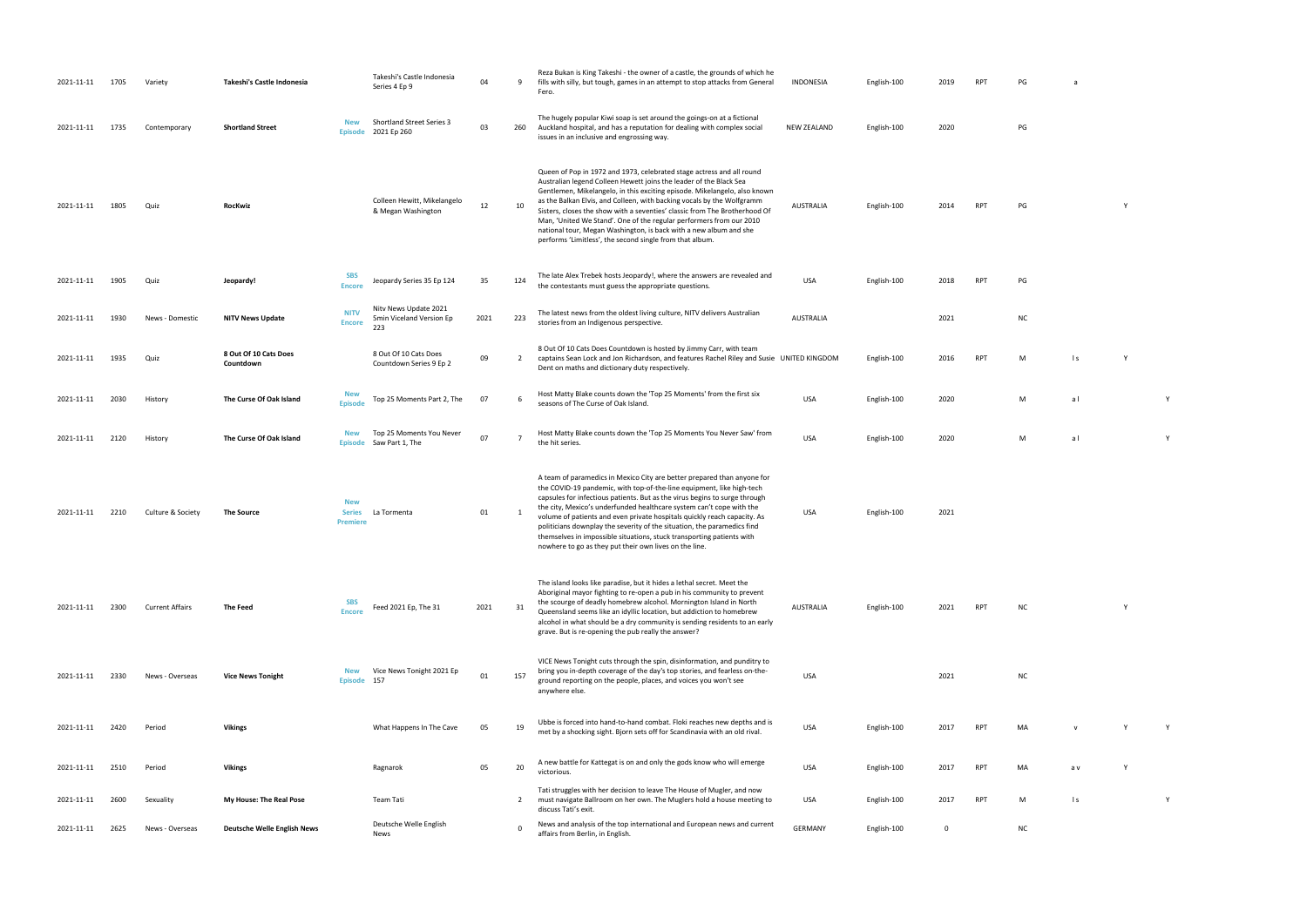| | | | | | | | | | | | | | | | | |
|---|---|---|---|---|---|---|---|---|---|---|---|---|---|---|---|---|
| 2021-11-11 | 1705 | Variety | **Takeshi's Castle Indonesia** | | Takeshi's Castle Indonesia Series 4 Ep 9 | 04 | 9 | Reza Bukan is King Takeshi - the owner of a castle, the grounds of which he fills with silly, but tough, games in an attempt to stop attacks from General Fero. | INDONESIA | English-100 | 2019 | RPT | PG | a | | |
| 2021-11-11 | 1735 | Contemporary | **Shortland Street** | New Episode | Shortland Street Series 3 2021 Ep 260 | 03 | 260 | The hugely popular Kiwi soap is set around the goings-on at a fictional Auckland hospital, and has a reputation for dealing with complex social issues in an inclusive and engrossing way. | NEW ZEALAND | English-100 | 2020 | | PG | | | |
| 2021-11-11 | 1805 | Quiz | **RocKwiz** | | Colleen Hewitt, Mikelangelo & Megan Washington | 12 | 10 | Queen of Pop in 1972 and 1973, celebrated stage actress and all round Australian legend Colleen Hewett joins the leader of the Black Sea Gentlemen, Mikelangelo, in this exciting episode. Mikelangelo, also known as the Balkan Elvis, and Colleen, with backing vocals by the Wolfgramm Sisters, closes the show with a seventies' classic from The Brotherhood Of Man, 'United We Stand'. One of the regular performers from our 2010 national tour, Megan Washington, is back with a new album and she performs 'Limitless', the second single from that album. | AUSTRALIA | English-100 | 2014 | RPT | PG | | Y | |
| 2021-11-11 | 1905 | Quiz | **Jeopardy!** | SBS Encore | Jeopardy Series 35 Ep 124 | 35 | 124 | The late Alex Trebek hosts Jeopardy!, where the answers are revealed and the contestants must guess the appropriate questions. | USA | English-100 | 2018 | RPT | PG | | | |
| 2021-11-11 | 1930 | News - Domestic | **NITV News Update** | NITV Encore | Nitv News Update 2021 5min Viceland Version Ep 223 | 2021 | 223 | The latest news from the oldest living culture, NITV delivers Australian stories from an Indigenous perspective. | AUSTRALIA | | 2021 | | NC | | | |
| 2021-11-11 | 1935 | Quiz | **8 Out Of 10 Cats Does Countdown** | | 8 Out Of 10 Cats Does Countdown Series 9 Ep 2 | 09 | 2 | 8 Out Of 10 Cats Does Countdown is hosted by Jimmy Carr, with team captains Sean Lock and Jon Richardson, and features Rachel Riley and Susie Dent on maths and dictionary duty respectively. | UNITED KINGDOM | English-100 | 2016 | RPT | M | l s | Y | |
| 2021-11-11 | 2030 | History | **The Curse Of Oak Island** | New Episode | Top 25 Moments Part 2, The | 07 | 6 | Host Matty Blake counts down the 'Top 25 Moments' from the first six seasons of The Curse of Oak Island. | USA | English-100 | 2020 | | M | a l | | Y |
| 2021-11-11 | 2120 | History | **The Curse Of Oak Island** | New Episode | Top 25 Moments You Never Saw Part 1, The | 07 | 7 | Host Matty Blake counts down the 'Top 25 Moments You Never Saw' from the hit series. | USA | English-100 | 2020 | | M | a l | | Y |
| 2021-11-11 | 2210 | Culture & Society | **The Source** | New Series Premiere | La Tormenta | 01 | 1 | A team of paramedics in Mexico City are better prepared than anyone for the COVID-19 pandemic, with top-of-the-line equipment, like high-tech capsules for infectious patients. But as the virus begins to surge through the city, Mexico's underfunded healthcare system can't cope with the volume of patients and even private hospitals quickly reach capacity. As politicians downplay the severity of the situation, the paramedics find themselves in impossible situations, stuck transporting patients with nowhere to go as they put their own lives on the line. | USA | English-100 | 2021 | | | | | |
| 2021-11-11 | 2300 | Current Affairs | **The Feed** | SBS Encore | Feed 2021 Ep, The 31 | 2021 | 31 | The island looks like paradise, but it hides a lethal secret. Meet the Aboriginal mayor fighting to re-open a pub in his community to prevent the scourge of deadly homebrew alcohol. Mornington Island in North Queensland seems like an idyllic location, but addiction to homebrew alcohol in what should be a dry community is sending residents to an early grave. But is re-opening the pub really the answer? | AUSTRALIA | English-100 | 2021 | RPT | NC | | Y | |
| 2021-11-11 | 2330 | News - Overseas | **Vice News Tonight** | New Episode | Vice News Tonight 2021 Ep 157 | 01 | 157 | VICE News Tonight cuts through the spin, disinformation, and punditry to bring you in-depth coverage of the day's top stories, and fearless on-the-ground reporting on the people, places, and voices you won't see anywhere else. | USA | | 2021 | | NC | | | |
| 2021-11-11 | 2420 | Period | **Vikings** | | What Happens In The Cave | 05 | 19 | Ubbe is forced into hand-to-hand combat. Floki reaches new depths and is met by a shocking sight. Bjorn sets off for Scandinavia with an old rival. | USA | English-100 | 2017 | RPT | MA | v | Y | Y |
| 2021-11-11 | 2510 | Period | **Vikings** | | Ragnarok | 05 | 20 | A new battle for Kattegat is on and only the gods know who will emerge victorious. | USA | English-100 | 2017 | RPT | MA | a v | Y | |
| 2021-11-11 | 2600 | Sexuality | **My House: The Real Pose** | | Team Tati | | 2 | Tati struggles with her decision to leave The House of Mugler, and now must navigate Ballroom on her own. The Muglers hold a house meeting to discuss Tati's exit. | USA | English-100 | 2017 | RPT | M | l s | | Y |
| 2021-11-11 | 2625 | News - Overseas | **Deutsche Welle English News** | | Deutsche Welle English News | | 0 | News and analysis of the top international and European news and current affairs from Berlin, in English. | GERMANY | English-100 | 0 | | NC | | | |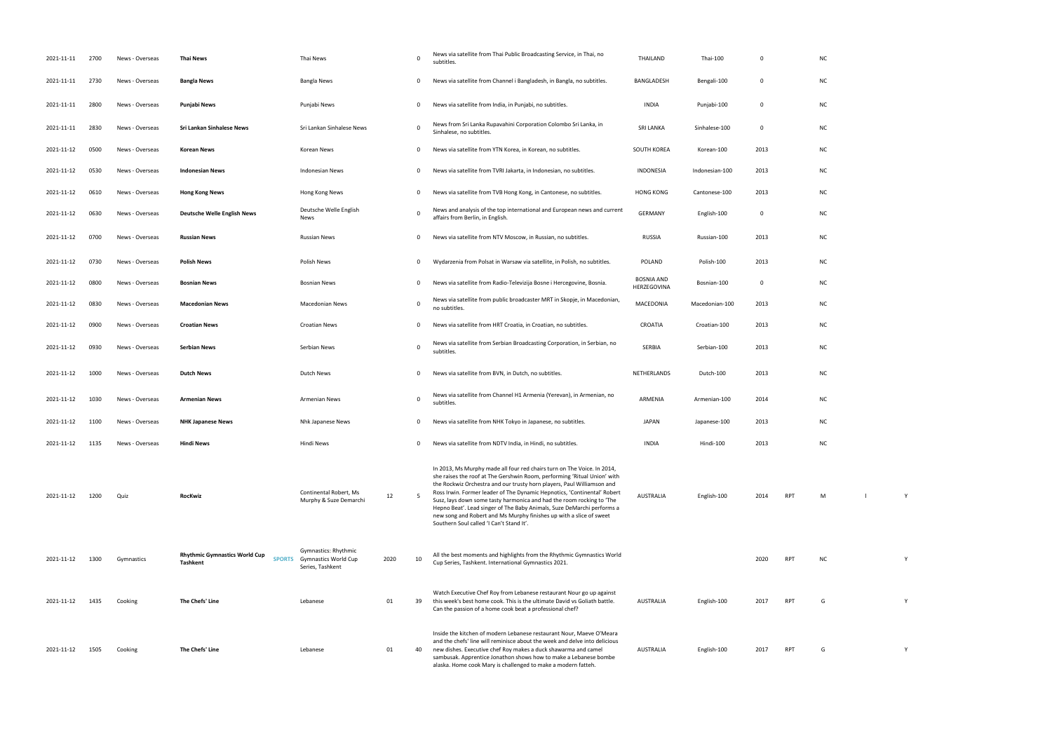| | | | | | | | | | | | | | | | |
|---|---|---|---|---|---|---|---|---|---|---|---|---|---|---|---|
| 2021-11-11 | 2700 | News - Overseas | **Thai News** | Thai News | | 0 | News via satellite from Thai Public Broadcasting Service, in Thai, no subtitles. | THAILAND | Thai-100 | 0 | | NC | | |
| 2021-11-11 | 2730 | News - Overseas | **Bangla News** | Bangla News | | 0 | News via satellite from Channel i Bangladesh, in Bangla, no subtitles. | BANGLADESH | Bengali-100 | 0 | | NC | | |
| 2021-11-11 | 2800 | News - Overseas | **Punjabi News** | Punjabi News | | 0 | News via satellite from India, in Punjabi, no subtitles. | INDIA | Punjabi-100 | 0 | | NC | | |
| 2021-11-11 | 2830 | News - Overseas | **Sri Lankan Sinhalese News** | Sri Lankan Sinhalese News | | 0 | News from Sri Lanka Rupavahini Corporation Colombo Sri Lanka, in Sinhalese, no subtitles. | SRI LANKA | Sinhalese-100 | 0 | | NC | | |
| 2021-11-12 | 0500 | News - Overseas | **Korean News** | Korean News | | 0 | News via satellite from YTN Korea, in Korean, no subtitles. | SOUTH KOREA | Korean-100 | 2013 | | NC | | |
| 2021-11-12 | 0530 | News - Overseas | **Indonesian News** | Indonesian News | | 0 | News via satellite from TVRI Jakarta, in Indonesian, no subtitles. | INDONESIA | Indonesian-100 | 2013 | | NC | | |
| 2021-11-12 | 0610 | News - Overseas | **Hong Kong News** | Hong Kong News | | 0 | News via satellite from TVB Hong Kong, in Cantonese, no subtitles. | HONG KONG | Cantonese-100 | 2013 | | NC | | |
| 2021-11-12 | 0630 | News - Overseas | **Deutsche Welle English News** | Deutsche Welle English News | | 0 | News and analysis of the top international and European news and current affairs from Berlin, in English. | GERMANY | English-100 | 0 | | NC | | |
| 2021-11-12 | 0700 | News - Overseas | **Russian News** | Russian News | | 0 | News via satellite from NTV Moscow, in Russian, no subtitles. | RUSSIA | Russian-100 | 2013 | | NC | | |
| 2021-11-12 | 0730 | News - Overseas | **Polish News** | Polish News | | 0 | Wydarzenia from Polsat in Warsaw via satellite, in Polish, no subtitles. | POLAND | Polish-100 | 2013 | | NC | | |
| 2021-11-12 | 0800 | News - Overseas | **Bosnian News** | Bosnian News | | 0 | News via satellite from Radio-Televizija Bosne i Hercegovine, Bosnia. | BOSNIA AND HERZEGOVINA | Bosnian-100 | 0 | | NC | | |
| 2021-11-12 | 0830 | News - Overseas | **Macedonian News** | Macedonian News | | 0 | News via satellite from public broadcaster MRT in Skopje, in Macedonian, no subtitles. | MACEDONIA | Macedonian-100 | 2013 | | NC | | |
| 2021-11-12 | 0900 | News - Overseas | **Croatian News** | Croatian News | | 0 | News via satellite from HRT Croatia, in Croatian, no subtitles. | CROATIA | Croatian-100 | 2013 | | NC | | |
| 2021-11-12 | 0930 | News - Overseas | **Serbian News** | Serbian News | | 0 | News via satellite from Serbian Broadcasting Corporation, in Serbian, no subtitles. | SERBIA | Serbian-100 | 2013 | | NC | | |
| 2021-11-12 | 1000 | News - Overseas | **Dutch News** | Dutch News | | 0 | News via satellite from BVN, in Dutch, no subtitles. | NETHERLANDS | Dutch-100 | 2013 | | NC | | |
| 2021-11-12 | 1030 | News - Overseas | **Armenian News** | Armenian News | | 0 | News via satellite from Channel H1 Armenia (Yerevan), in Armenian, no subtitles. | ARMENIA | Armenian-100 | 2014 | | NC | | |
| 2021-11-12 | 1100 | News - Overseas | **NHK Japanese News** | Nhk Japanese News | | 0 | News via satellite from NHK Tokyo in Japanese, no subtitles. | JAPAN | Japanese-100 | 2013 | | NC | | |
| 2021-11-12 | 1135 | News - Overseas | **Hindi News** | Hindi News | | 0 | News via satellite from NDTV India, in Hindi, no subtitles. | INDIA | Hindi-100 | 2013 | | NC | | |
| 2021-11-12 | 1200 | Quiz | **RocKwiz** | Continental Robert, Ms Murphy & Suze Demarchi | 12 | 5 | In 2013, Ms Murphy made all four red chairs turn on The Voice. In 2014, she raises the roof at The Gershwin Room, performing 'Ritual Union' with the Rockwiz Orchestra and our trusty horn players, Paul Williamson and Ross Irwin. Former leader of The Dynamic Hepnotics, 'Continental' Robert Susz, lays down some tasty harmonica and had the room rocking to 'The Hepno Beat'. Lead singer of The Baby Animals, Suze DeMarchi performs a new song and Robert and Ms Murphy finishes up with a slice of sweet Southern Soul called 'I Can't Stand It'. | AUSTRALIA | English-100 | 2014 | RPT | M | I | Y |
| 2021-11-12 | 1300 | Gymnastics | **Rhythmic Gymnastics World Cup Tashkent** SPORTS | Gymnastics: Rhythmic Gymnastics World Cup Series, Tashkent | 2020 | 10 | All the best moments and highlights from the Rhythmic Gymnastics World Cup Series, Tashkent. International Gymnastics 2021. | | | 2020 | RPT | NC | | Y |
| 2021-11-12 | 1435 | Cooking | **The Chefs' Line** | Lebanese | 01 | 39 | Watch Executive Chef Roy from Lebanese restaurant Nour go up against this week's best home cook. This is the ultimate David vs Goliath battle. Can the passion of a home cook beat a professional chef? | AUSTRALIA | English-100 | 2017 | RPT | G | | Y |
| 2021-11-12 | 1505 | Cooking | **The Chefs' Line** | Lebanese | 01 | 40 | Inside the kitchen of modern Lebanese restaurant Nour, Maeve O'Meara and the chefs' line will reminisce about the week and delve into delicious new dishes. Executive chef Roy makes a duck shawarma and camel sambusak. Apprentice Jonathon shows how to make a Lebanese bombe alaska. Home cook Mary is challenged to make a modern fatteh. | AUSTRALIA | English-100 | 2017 | RPT | G | | Y |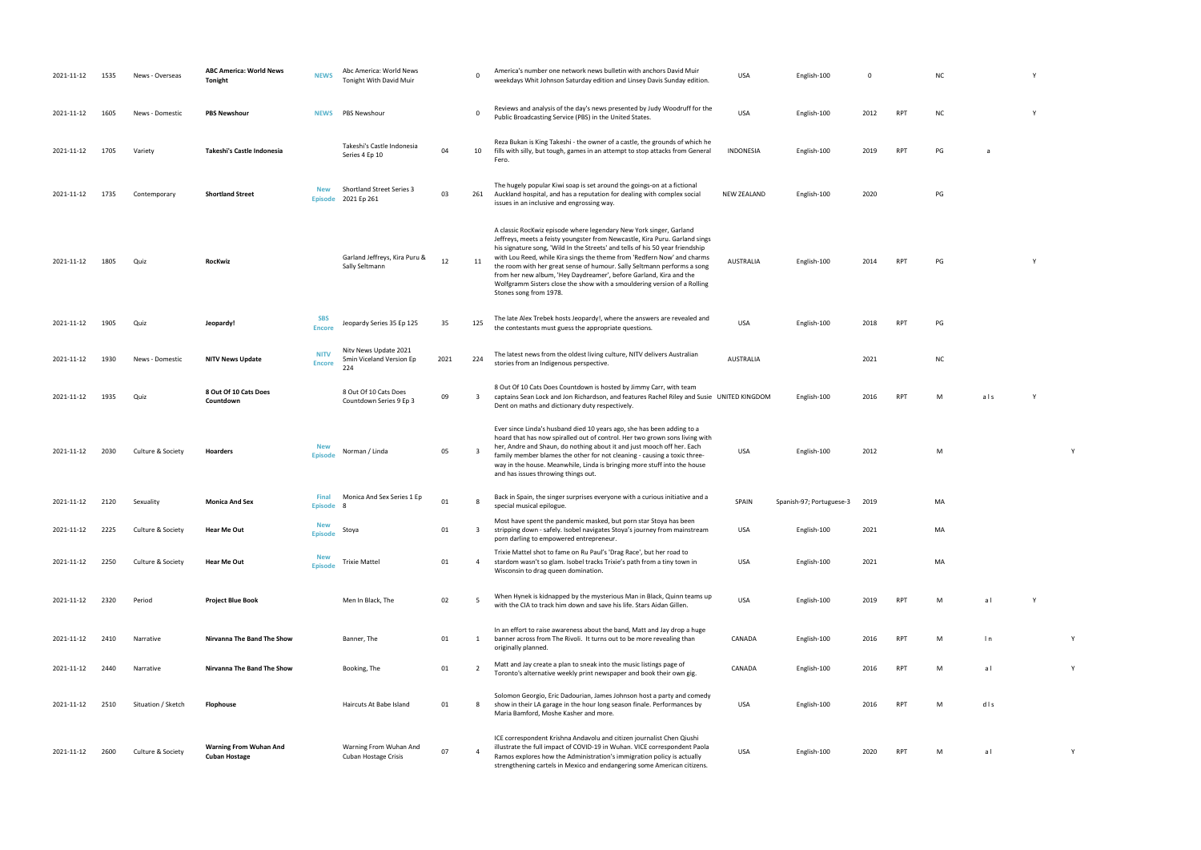| | | | | | | | | | | | | | | | | |
|---|---|---|---|---|---|---|---|---|---|---|---|---|---|---|---|---|
| 2021-11-12 | 1535 | News - Overseas | **ABC America: World News Tonight** | NEWS | Abc America: World News Tonight With David Muir | | 0 | America's number one network news bulletin with anchors David Muir weekdays Whit Johnson Saturday edition and Linsey Davis Sunday edition. | USA | English-100 | 0 | | NC | | Y | |
| 2021-11-12 | 1605 | News - Domestic | **PBS Newshour** | NEWS | PBS Newshour | | 0 | Reviews and analysis of the day's news presented by Judy Woodruff for the Public Broadcasting Service (PBS) in the United States. | USA | English-100 | 2012 | RPT | NC | | Y | |
| 2021-11-12 | 1705 | Variety | **Takeshi's Castle Indonesia** | | Takeshi's Castle Indonesia Series 4 Ep 10 | 04 | 10 | Reza Bukan is King Takeshi - the owner of a castle, the grounds of which he fills with silly, but tough, games in an attempt to stop attacks from General Fero. | INDONESIA | English-100 | 2019 | RPT | PG | a | | |
| 2021-11-12 | 1735 | Contemporary | **Shortland Street** | New Episode | Shortland Street Series 3 2021 Ep 261 | 03 | 261 | The hugely popular Kiwi soap is set around the goings-on at a fictional Auckland hospital, and has a reputation for dealing with complex social issues in an inclusive and engrossing way. | NEW ZEALAND | English-100 | 2020 | | PG | | | |
| 2021-11-12 | 1805 | Quiz | **RocKwiz** | | Garland Jeffreys, Kira Puru & Sally Seltmann | 12 | 11 | A classic RocKwiz episode where legendary New York singer, Garland Jeffreys, meets a feisty youngster from Newcastle, Kira Puru. Garland sings his signature song, 'Wild In the Streets' and tells of his 50 year friendship with Lou Reed, while Kira sings the theme from 'Redfern Now' and charms the room with her great sense of humour. Sally Seltmann performs a song from her new album, 'Hey Daydreamer', before Garland, Kira and the Wolfgramm Sisters close the show with a smouldering version of a Rolling Stones song from 1978. | AUSTRALIA | English-100 | 2014 | RPT | PG | | Y | |
| 2021-11-12 | 1905 | Quiz | **Jeopardy!** | SBS Encore | Jeopardy Series 35 Ep 125 | 35 | 125 | The late Alex Trebek hosts Jeopardy!, where the answers are revealed and the contestants must guess the appropriate questions. | USA | English-100 | 2018 | RPT | PG | | | |
| 2021-11-12 | 1930 | News - Domestic | **NITV News Update** | NITV Encore | Nitv News Update 2021 5min Viceland Version Ep 224 | 2021 | 224 | The latest news from the oldest living culture, NITV delivers Australian stories from an Indigenous perspective. | AUSTRALIA | | 2021 | | NC | | | |
| 2021-11-12 | 1935 | Quiz | **8 Out Of 10 Cats Does Countdown** | | 8 Out Of 10 Cats Does Countdown Series 9 Ep 3 | 09 | 3 | 8 Out Of 10 Cats Does Countdown is hosted by Jimmy Carr, with team captains Sean Lock and Jon Richardson, and features Rachel Riley and Susie Dent on maths and dictionary duty respectively. | UNITED KINGDOM | English-100 | 2016 | RPT | M | a l s | Y | |
| 2021-11-12 | 2030 | Culture & Society | **Hoarders** | New Episode | Norman / Linda | 05 | 3 | Ever since Linda's husband died 10 years ago, she has been adding to a hoard that has now spiralled out of control. Her two grown sons living with her, Andre and Shaun, do nothing about it and just mooch off her. Each family member blames the other for not cleaning - causing a toxic three-way in the house. Meanwhile, Linda is bringing more stuff into the house and has issues throwing things out. | USA | English-100 | 2012 | | M | | | Y |
| 2021-11-12 | 2120 | Sexuality | **Monica And Sex** | Final Episode | Monica And Sex Series 1 Ep 8 | 01 | 8 | Back in Spain, the singer surprises everyone with a curious initiative and a special musical epilogue. | SPAIN | Spanish-97; Portuguese-3 | 2019 | | MA | | | |
| 2021-11-12 | 2225 | Culture & Society | **Hear Me Out** | New Episode | Stoya | 01 | 3 | Most have spent the pandemic masked, but porn star Stoya has been stripping down - safely. Isobel navigates Stoya's journey from mainstream porn darling to empowered entrepreneur. | USA | English-100 | 2021 | | MA | | | |
| 2021-11-12 | 2250 | Culture & Society | **Hear Me Out** | New Episode | Trixie Mattel | 01 | 4 | Trixie Mattel shot to fame on Ru Paul's 'Drag Race', but her road to stardom wasn't so glam. Isobel tracks Trixie's path from a tiny town in Wisconsin to drag queen domination. | USA | English-100 | 2021 | | MA | | | |
| 2021-11-12 | 2320 | Period | **Project Blue Book** | | Men In Black, The | 02 | 5 | When Hynek is kidnapped by the mysterious Man in Black, Quinn teams up with the CIA to track him down and save his life. Stars Aidan Gillen. | USA | English-100 | 2019 | RPT | M | a l | Y | |
| 2021-11-12 | 2410 | Narrative | **Nirvanna The Band The Show** | | Banner, The | 01 | 1 | In an effort to raise awareness about the band, Matt and Jay drop a huge banner across from The Rivoli. It turns out to be more revealing than originally planned. | CANADA | English-100 | 2016 | RPT | M | l n | | Y |
| 2021-11-12 | 2440 | Narrative | **Nirvanna The Band The Show** | | Booking, The | 01 | 2 | Matt and Jay create a plan to sneak into the music listings page of Toronto's alternative weekly print newspaper and book their own gig. | CANADA | English-100 | 2016 | RPT | M | a l | | Y |
| 2021-11-12 | 2510 | Situation / Sketch | **Flophouse** | | Haircuts At Babe Island | 01 | 8 | Solomon Georgio, Eric Dadourian, James Johnson host a party and comedy show in their LA garage in the hour long season finale. Performances by Maria Bamford, Moshe Kasher and more. | USA | English-100 | 2016 | RPT | M | d l s | | |
| 2021-11-12 | 2600 | Culture & Society | **Warning From Wuhan And Cuban Hostage** | | Warning From Wuhan And Cuban Hostage Crisis | 07 | 4 | ICE correspondent Krishna Andavolu and citizen journalist Chen Qiushi illustrate the full impact of COVID-19 in Wuhan. VICE correspondent Paola Ramos explores how the Administration's immigration policy is actually strengthening cartels in Mexico and endangering some American citizens. | USA | English-100 | 2020 | RPT | M | a l | | Y |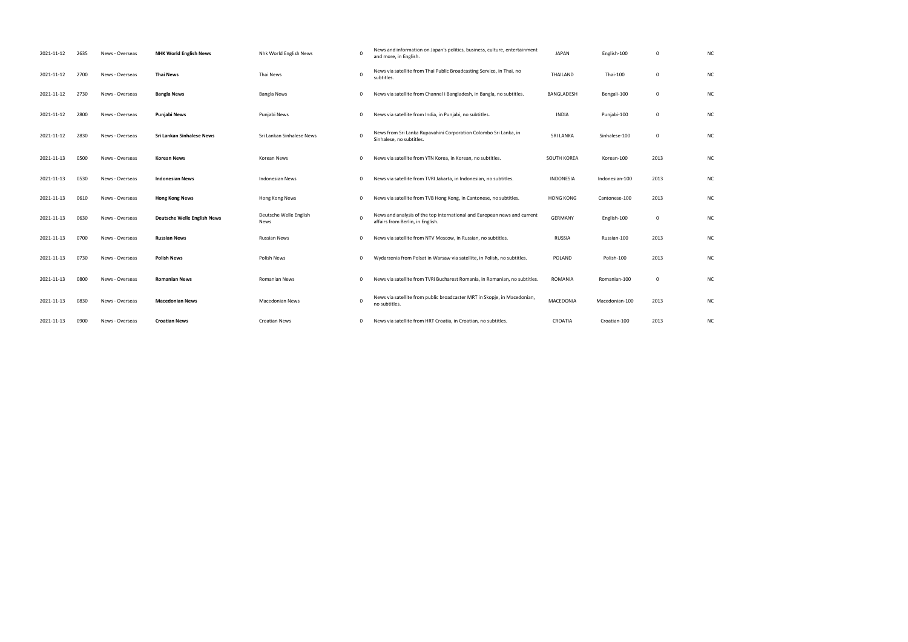| | | | | | | | | | | |
|---|---|---|---|---|---|---|---|---|---|---|
| 2021-11-12 | 2635 | News - Overseas | **NHK World English News** | Nhk World English News | 0 | News and information on Japan's politics, business, culture, entertainment and more, in English. | JAPAN | English-100 | 0 | NC |
| 2021-11-12 | 2700 | News - Overseas | **Thai News** | Thai News | 0 | News via satellite from Thai Public Broadcasting Service, in Thai, no subtitles. | THAILAND | Thai-100 | 0 | NC |
| 2021-11-12 | 2730 | News - Overseas | **Bangla News** | Bangla News | 0 | News via satellite from Channel i Bangladesh, in Bangla, no subtitles. | BANGLADESH | Bengali-100 | 0 | NC |
| 2021-11-12 | 2800 | News - Overseas | **Punjabi News** | Punjabi News | 0 | News via satellite from India, in Punjabi, no subtitles. | INDIA | Punjabi-100 | 0 | NC |
| 2021-11-12 | 2830 | News - Overseas | **Sri Lankan Sinhalese News** | Sri Lankan Sinhalese News | 0 | News from Sri Lanka Rupavahini Corporation Colombo Sri Lanka, in Sinhalese, no subtitles. | SRI LANKA | Sinhalese-100 | 0 | NC |
| 2021-11-13 | 0500 | News - Overseas | **Korean News** | Korean News | 0 | News via satellite from YTN Korea, in Korean, no subtitles. | SOUTH KOREA | Korean-100 | 2013 | NC |
| 2021-11-13 | 0530 | News - Overseas | **Indonesian News** | Indonesian News | 0 | News via satellite from TVRI Jakarta, in Indonesian, no subtitles. | INDONESIA | Indonesian-100 | 2013 | NC |
| 2021-11-13 | 0610 | News - Overseas | **Hong Kong News** | Hong Kong News | 0 | News via satellite from TVB Hong Kong, in Cantonese, no subtitles. | HONG KONG | Cantonese-100 | 2013 | NC |
| 2021-11-13 | 0630 | News - Overseas | **Deutsche Welle English News** | Deutsche Welle English News | 0 | News and analysis of the top international and European news and current affairs from Berlin, in English. | GERMANY | English-100 | 0 | NC |
| 2021-11-13 | 0700 | News - Overseas | **Russian News** | Russian News | 0 | News via satellite from NTV Moscow, in Russian, no subtitles. | RUSSIA | Russian-100 | 2013 | NC |
| 2021-11-13 | 0730 | News - Overseas | **Polish News** | Polish News | 0 | Wydarzenia from Polsat in Warsaw via satellite, in Polish, no subtitles. | POLAND | Polish-100 | 2013 | NC |
| 2021-11-13 | 0800 | News - Overseas | **Romanian News** | Romanian News | 0 | News via satellite from TVRi Bucharest Romania, in Romanian, no subtitles. | ROMANIA | Romanian-100 | 0 | NC |
| 2021-11-13 | 0830 | News - Overseas | **Macedonian News** | Macedonian News | 0 | News via satellite from public broadcaster MRT in Skopje, in Macedonian, no subtitles. | MACEDONIA | Macedonian-100 | 2013 | NC |
| 2021-11-13 | 0900 | News - Overseas | **Croatian News** | Croatian News | 0 | News via satellite from HRT Croatia, in Croatian, no subtitles. | CROATIA | Croatian-100 | 2013 | NC |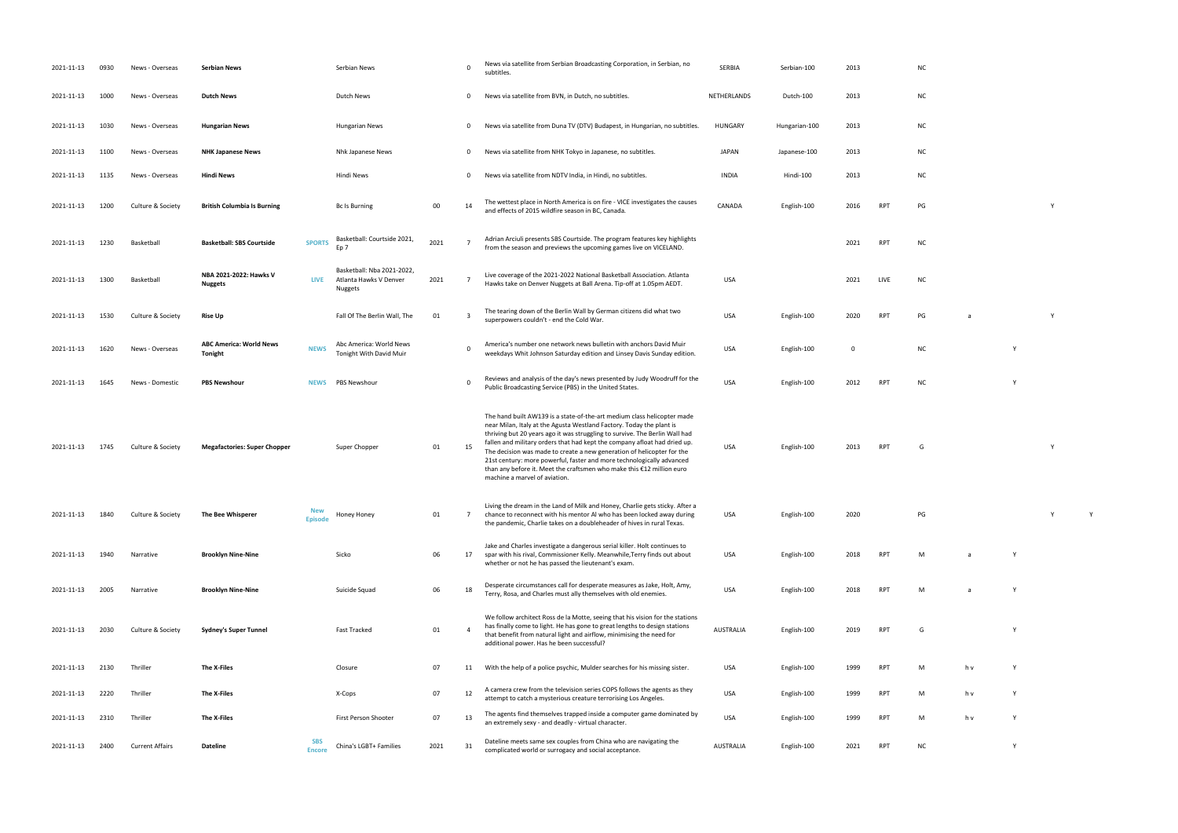| | | | | | | | | | | | | | | | | | |
|---|---|---|---|---|---|---|---|---|---|---|---|---|---|---|---|---|---|
| 2021-11-13 | 0930 | News - Overseas | **Serbian News** | | Serbian News | | 0 | News via satellite from Serbian Broadcasting Corporation, in Serbian, no subtitles. | SERBIA | Serbian-100 | 2013 | | NC | | | | |
| 2021-11-13 | 1000 | News - Overseas | **Dutch News** | | Dutch News | | 0 | News via satellite from BVN, in Dutch, no subtitles. | NETHERLANDS | Dutch-100 | 2013 | | NC | | | | |
| 2021-11-13 | 1030 | News - Overseas | **Hungarian News** | | Hungarian News | | 0 | News via satellite from Duna TV (DTV) Budapest, in Hungarian, no subtitles. | HUNGARY | Hungarian-100 | 2013 | | NC | | | | |
| 2021-11-13 | 1100 | News - Overseas | **NHK Japanese News** | | Nhk Japanese News | | 0 | News via satellite from NHK Tokyo in Japanese, no subtitles. | JAPAN | Japanese-100 | 2013 | | NC | | | | |
| 2021-11-13 | 1135 | News - Overseas | **Hindi News** | | Hindi News | | 0 | News via satellite from NDTV India, in Hindi, no subtitles. | INDIA | Hindi-100 | 2013 | | NC | | | | |
| 2021-11-13 | 1200 | Culture & Society | **British Columbia Is Burning** | | Bc Is Burning | 00 | 14 | The wettest place in North America is on fire - VICE investigates the causes and effects of 2015 wildfire season in BC, Canada. | CANADA | English-100 | 2016 | RPT | PG | | | Y | |
| 2021-11-13 | 1230 | Basketball | **Basketball: SBS Courtside** | SPORTS | Basketball: Courtside 2021, Ep 7 | 2021 | 7 | Adrian Arciuli presents SBS Courtside. The program features key highlights from the season and previews the upcoming games live on VICELAND. | | | 2021 | RPT | NC | | | | |
| 2021-11-13 | 1300 | Basketball | **NBA 2021-2022: Hawks V Nuggets** | LIVE | Basketball: Nba 2021-2022, Atlanta Hawks V Denver Nuggets | 2021 | 7 | Live coverage of the 2021-2022 National Basketball Association. Atlanta Hawks take on Denver Nuggets at Ball Arena. Tip-off at 1.05pm AEDT. | USA | | 2021 | LIVE | NC | | | | |
| 2021-11-13 | 1530 | Culture & Society | **Rise Up** | | Fall Of The Berlin Wall, The | 01 | 3 | The tearing down of the Berlin Wall by German citizens did what two superpowers couldn't - end the Cold War. | USA | English-100 | 2020 | RPT | PG | a | | Y | |
| 2021-11-13 | 1620 | News - Overseas | **ABC America: World News Tonight** | NEWS | Abc America: World News Tonight With David Muir | | 0 | America's number one network news bulletin with anchors David Muir weekdays Whit Johnson Saturday edition and Linsey Davis Sunday edition. | USA | English-100 | 0 | | NC | | Y | | |
| 2021-11-13 | 1645 | News - Domestic | **PBS Newshour** | NEWS | PBS Newshour | | 0 | Reviews and analysis of the day's news presented by Judy Woodruff for the Public Broadcasting Service (PBS) in the United States. | USA | English-100 | 2012 | RPT | NC | | Y | | |
| 2021-11-13 | 1745 | Culture & Society | **Megafactories: Super Chopper** | | Super Chopper | 01 | 15 | The hand built AW139 is a state-of-the-art medium class helicopter made near Milan, Italy at the Agusta Westland Factory. Today the plant is thriving but 20 years ago it was struggling to survive. The Berlin Wall had fallen and military orders that had kept the company afloat had dried up. The decision was made to create a new generation of helicopter for the 21st century: more powerful, faster and more technologically advanced than any before it. Meet the craftsmen who make this €12 million euro machine a marvel of aviation. | USA | English-100 | 2013 | RPT | G | | | Y | |
| 2021-11-13 | 1840 | Culture & Society | **The Bee Whisperer** | New Episode | Honey Honey | 01 | 7 | Living the dream in the Land of Milk and Honey, Charlie gets sticky. After a chance to reconnect with his mentor Al who has been locked away during the pandemic, Charlie takes on a doubleheader of hives in rural Texas. | USA | English-100 | 2020 | | PG | | | Y | Y |
| 2021-11-13 | 1940 | Narrative | **Brooklyn Nine-Nine** | | Sicko | 06 | 17 | Jake and Charles investigate a dangerous serial killer. Holt continues to spar with his rival, Commissioner Kelly. Meanwhile,Terry finds out about whether or not he has passed the lieutenant's exam. | USA | English-100 | 2018 | RPT | M | a | Y | | |
| 2021-11-13 | 2005 | Narrative | **Brooklyn Nine-Nine** | | Suicide Squad | 06 | 18 | Desperate circumstances call for desperate measures as Jake, Holt, Amy, Terry, Rosa, and Charles must ally themselves with old enemies. | USA | English-100 | 2018 | RPT | M | a | Y | | |
| 2021-11-13 | 2030 | Culture & Society | **Sydney's Super Tunnel** | | Fast Tracked | 01 | 4 | We follow architect Ross de la Motte, seeing that his vision for the stations has finally come to light. He has gone to great lengths to design stations that benefit from natural light and airflow, minimising the need for additional power. Has he been successful? | AUSTRALIA | English-100 | 2019 | RPT | G | | Y | | |
| 2021-11-13 | 2130 | Thriller | **The X-Files** | | Closure | 07 | 11 | With the help of a police psychic, Mulder searches for his missing sister. | USA | English-100 | 1999 | RPT | M | h v | Y | | |
| 2021-11-13 | 2220 | Thriller | **The X-Files** | | X-Cops | 07 | 12 | A camera crew from the television series COPS follows the agents as they attempt to catch a mysterious creature terrorising Los Angeles. | USA | English-100 | 1999 | RPT | M | h v | Y | | |
| 2021-11-13 | 2310 | Thriller | **The X-Files** | | First Person Shooter | 07 | 13 | The agents find themselves trapped inside a computer game dominated by an extremely sexy - and deadly - virtual character. | USA | English-100 | 1999 | RPT | M | h v | Y | | |
| 2021-11-13 | 2400 | Current Affairs | **Dateline** | SBS Encore | China's LGBT+ Families | 2021 | 31 | Dateline meets same sex couples from China who are navigating the complicated world or surrogacy and social acceptance. | AUSTRALIA | English-100 | 2021 | RPT | NC | | Y | | |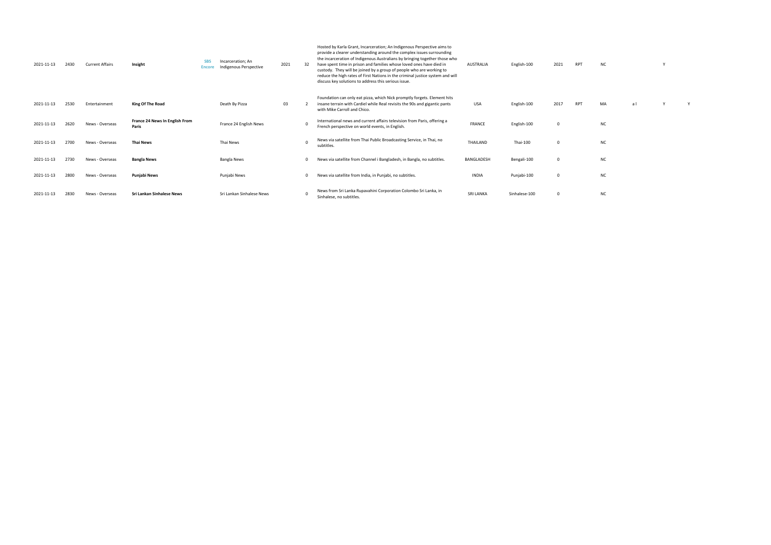| | | | | | | | | | | | | | | | | | | |
|---|---|---|---|---|---|---|---|---|---|---|---|---|---|---|---|---|---|---|
| 2021-11-13 | 2430 | Current Affairs | **Insight** | SBS Encore | Incarceration; An Indigenous Perspective | 2021 | 32 | Hosted by Karla Grant, Incarceration; An Indigenous Perspective aims to provide a clearer understanding around the complex issues surrounding the incarceration of Indigenous Australians by bringing together those who have spent time in prison and families whose loved ones have died in custody. They will be joined by a group of people who are working to reduce the high rates of First Nations in the criminal justice system and will discuss key solutions to address this serious issue. | AUSTRALIA | English-100 | 2021 | RPT | NC | | Y | |
| 2021-11-13 | 2530 | Entertainment | **King Of The Road** | | Death By Pizza | 03 | 2 | Foundation can only eat pizza, which Nick promptly forgets. Element hits insane terrain with Cardiel while Real revisits the 90s and gigantic pants with Mike Carroll and Chico. | USA | English-100 | 2017 | RPT | MA | a l | Y | Y |
| 2021-11-13 | 2620 | News - Overseas | **France 24 News In English From Paris** | | France 24 English News | | 0 | International news and current affairs television from Paris, offering a French perspective on world events, in English. | FRANCE | English-100 | 0 | | NC | | | |
| 2021-11-13 | 2700 | News - Overseas | **Thai News** | | Thai News | | 0 | News via satellite from Thai Public Broadcasting Service, in Thai, no subtitles. | THAILAND | Thai-100 | 0 | | NC | | | |
| 2021-11-13 | 2730 | News - Overseas | **Bangla News** | | Bangla News | | 0 | News via satellite from Channel i Bangladesh, in Bangla, no subtitles. | BANGLADESH | Bengali-100 | 0 | | NC | | | |
| 2021-11-13 | 2800 | News - Overseas | **Punjabi News** | | Punjabi News | | 0 | News via satellite from India, in Punjabi, no subtitles. | INDIA | Punjabi-100 | 0 | | NC | | | |
| 2021-11-13 | 2830 | News - Overseas | **Sri Lankan Sinhalese News** | | Sri Lankan Sinhalese News | | 0 | News from Sri Lanka Rupavahini Corporation Colombo Sri Lanka, in Sinhalese, no subtitles. | SRI LANKA | Sinhalese-100 | 0 | | NC | | | |